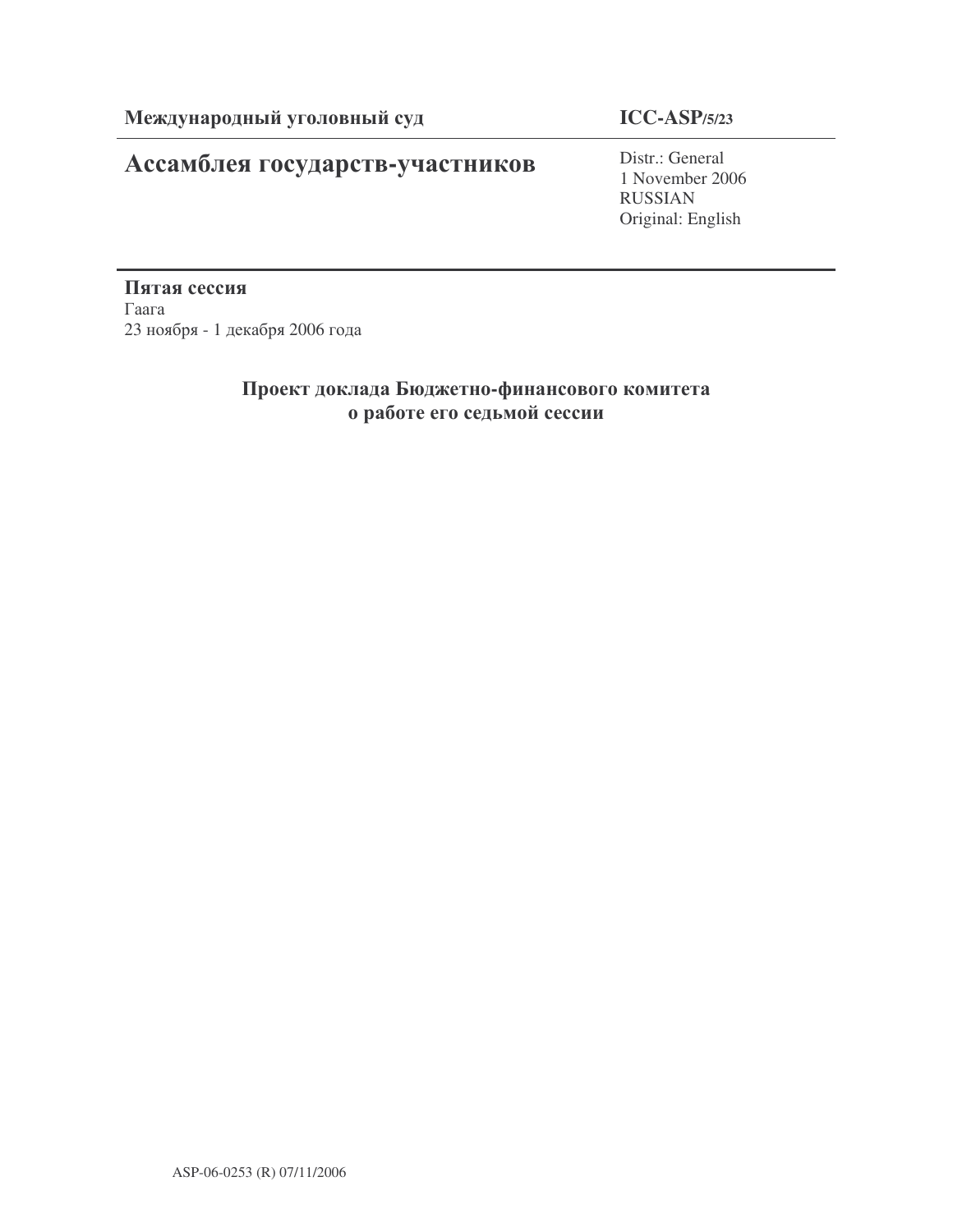**Международный уголовный суд** | **ICC-ASP/5/23**

# Ассамблея государств-участников

Distr.: General
1 November 2006
RUSSIAN
Original: English

**Пятая сессия**
Гаага
23 ноября - 1 декабря 2006 года

## Проект доклада Бюджетно-финансового комитета о работе его седьмой сессии

ASP-06-0253 (R) 07/11/2006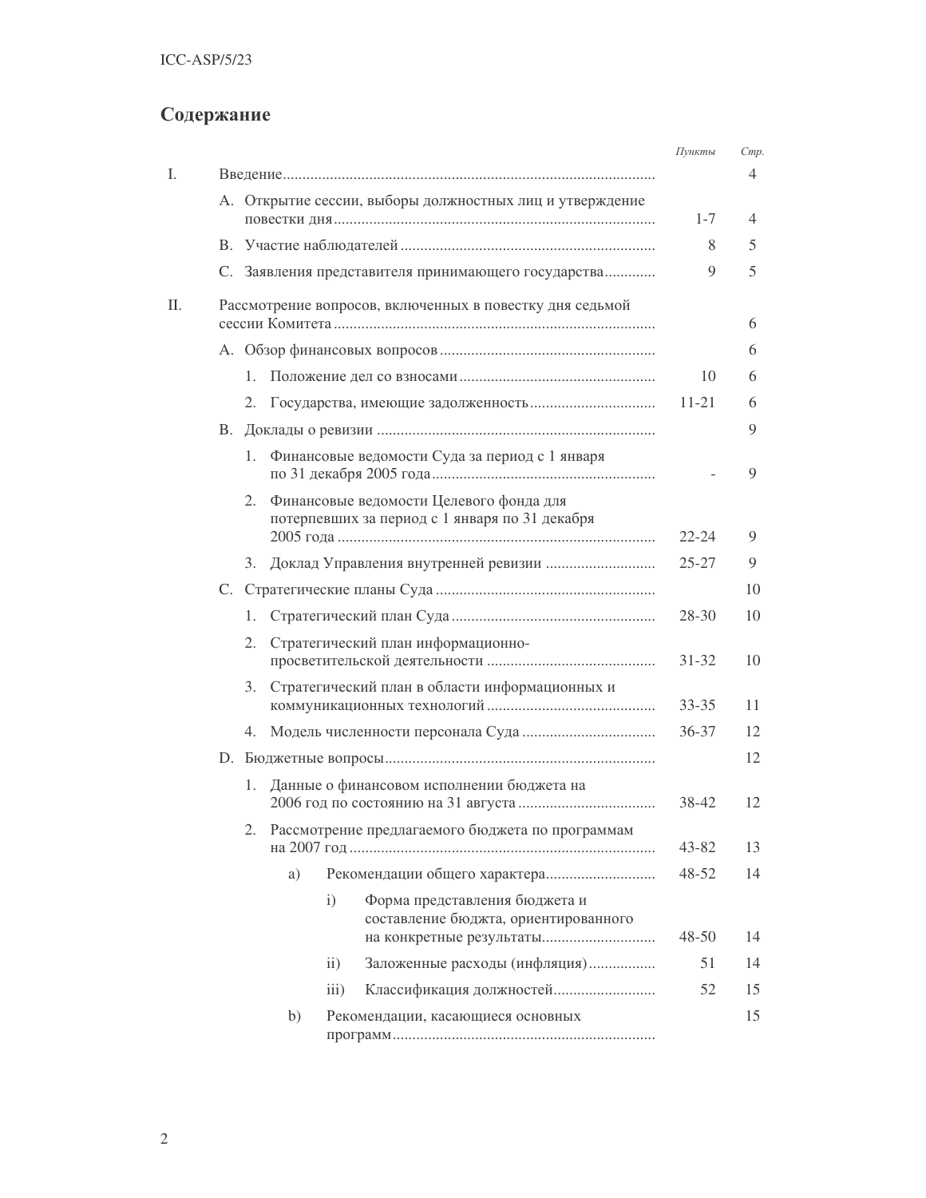## Содержание

| | | Пункты | Стр. |
|---|---|---|---|
| I. | Введение | | 4 |
| | A. Открытие сессии, выборы должностных лиц и утверждение повестки дня | 1-7 | 4 |
| | B. Участие наблюдателей | 8 | 5 |
| | C. Заявления представителя принимающего государства | 9 | 5 |
| II. | Рассмотрение вопросов, включенных в повестку дня седьмой сессии Комитета | | 6 |
| | A. Обзор финансовых вопросов | | 6 |
| | 1. Положение дел со взносами | 10 | 6 |
| | 2. Государства, имеющие задолженность | 11-21 | 6 |
| | B. Доклады о ревизии | | 9 |
| | 1. Финансовые ведомости Суда за период с 1 января по 31 декабря 2005 года | - | 9 |
| | 2. Финансовые ведомости Целевого фонда для потерпевших за период с 1 января по 31 декабря 2005 года | 22-24 | 9 |
| | 3. Доклад Управления внутренней ревизии | 25-27 | 9 |
| | C. Стратегические планы Суда | | 10 |
| | 1. Стратегический план Суда | 28-30 | 10 |
| | 2. Стратегический план информационно-просветительской деятельности | 31-32 | 10 |
| | 3. Стратегический план в области информационных и коммуникационных технологий | 33-35 | 11 |
| | 4. Модель численности персонала Суда | 36-37 | 12 |
| | D. Бюджетные вопросы | | 12 |
| | 1. Данные о финансовом исполнении бюджета на 2006 год по состоянию на 31 августа | 38-42 | 12 |
| | 2. Рассмотрение предлагаемого бюджета по программам на 2007 год | 43-82 | 13 |
| | a) Рекомендации общего характера | 48-52 | 14 |
| | i) Форма представления бюджета и составление бюджета, ориентированного на конкретные результаты | 48-50 | 14 |
| | ii) Заложенные расходы (инфляция) | 51 | 14 |
| | iii) Классификация должностей | 52 | 15 |
| | b) Рекомендации, касающиеся основных программ | | 15 |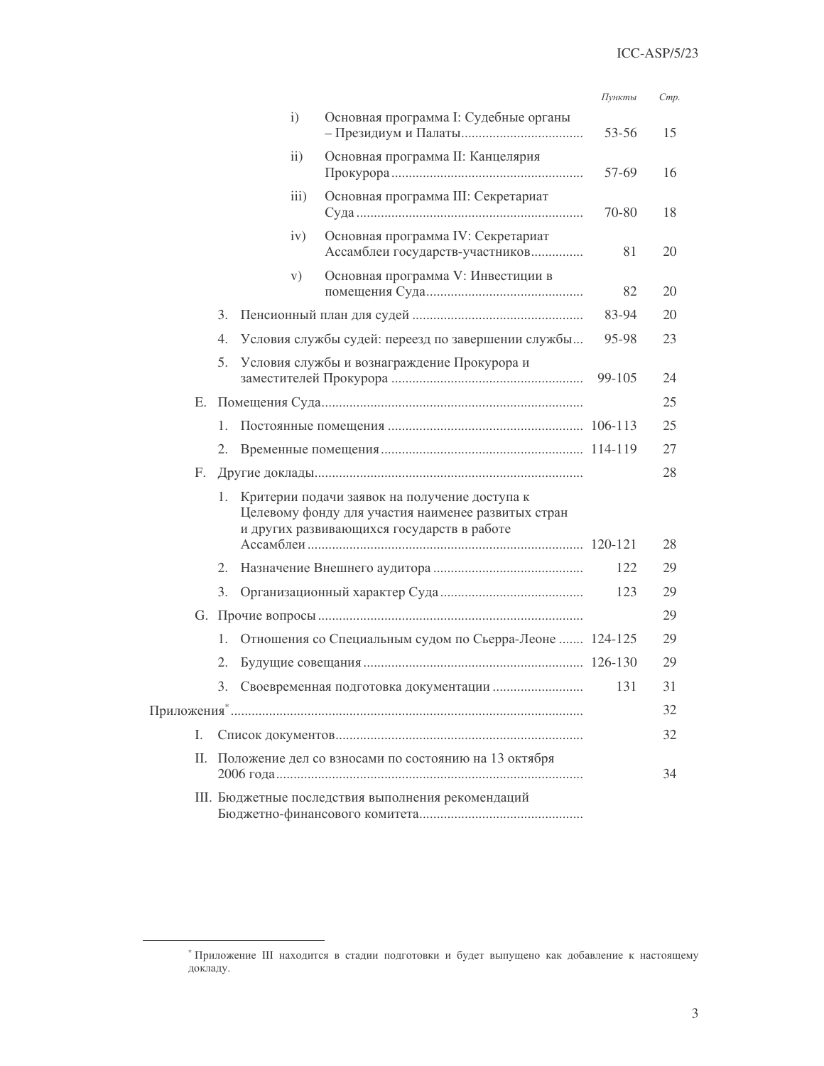| | Пункты | Стр. |
|---|---|---|
| i) Основная программа I: Судебные органы – Президиум и Палаты | 53-56 | 15 |
| ii) Основная программа II: Канцелярия Прокурора | 57-69 | 16 |
| iii) Основная программа III: Секретариат Суда | 70-80 | 18 |
| iv) Основная программа IV: Секретариат Ассамблеи государств-участников | 81 | 20 |
| v) Основная программа V: Инвестиции в помещения Суда | 82 | 20 |
| 3. Пенсионный план для судей | 83-94 | 20 |
| 4. Условия службы судей: переезд по завершении службы | 95-98 | 23 |
| 5. Условия службы и вознаграждение Прокурора и заместителей Прокурора | 99-105 | 24 |
| E. Помещения Суда | | 25 |
| 1. Постоянные помещения | 106-113 | 25 |
| 2. Временные помещения | 114-119 | 27 |
| F. Другие доклады | | 28 |
| 1. Критерии подачи заявок на получение доступа к Целевому фонду для участия наименее развитых стран и других развивающихся государств в работе Ассамблеи | 120-121 | 28 |
| 2. Назначение Внешнего аудитора | 122 | 29 |
| 3. Организационный характер Суда | 123 | 29 |
| G. Прочие вопросы | | 29 |
| 1. Отношения со Специальным судом по Сьерра-Леоне | 124-125 | 29 |
| 2. Будущие совещания | 126-130 | 29 |
| 3. Своевременная подготовка документации | 131 | 31 |
| Приложения* | | 32 |
| I. Список документов | | 32 |
| II. Положение дел со взносами по состоянию на 13 октября 2006 года | | 34 |
| III. Бюджетные последствия выполнения рекомендаций Бюджетно-финансового комитета | | |

* Приложение III находится в стадии подготовки и будет выпущено как добавление к настоящему докладу.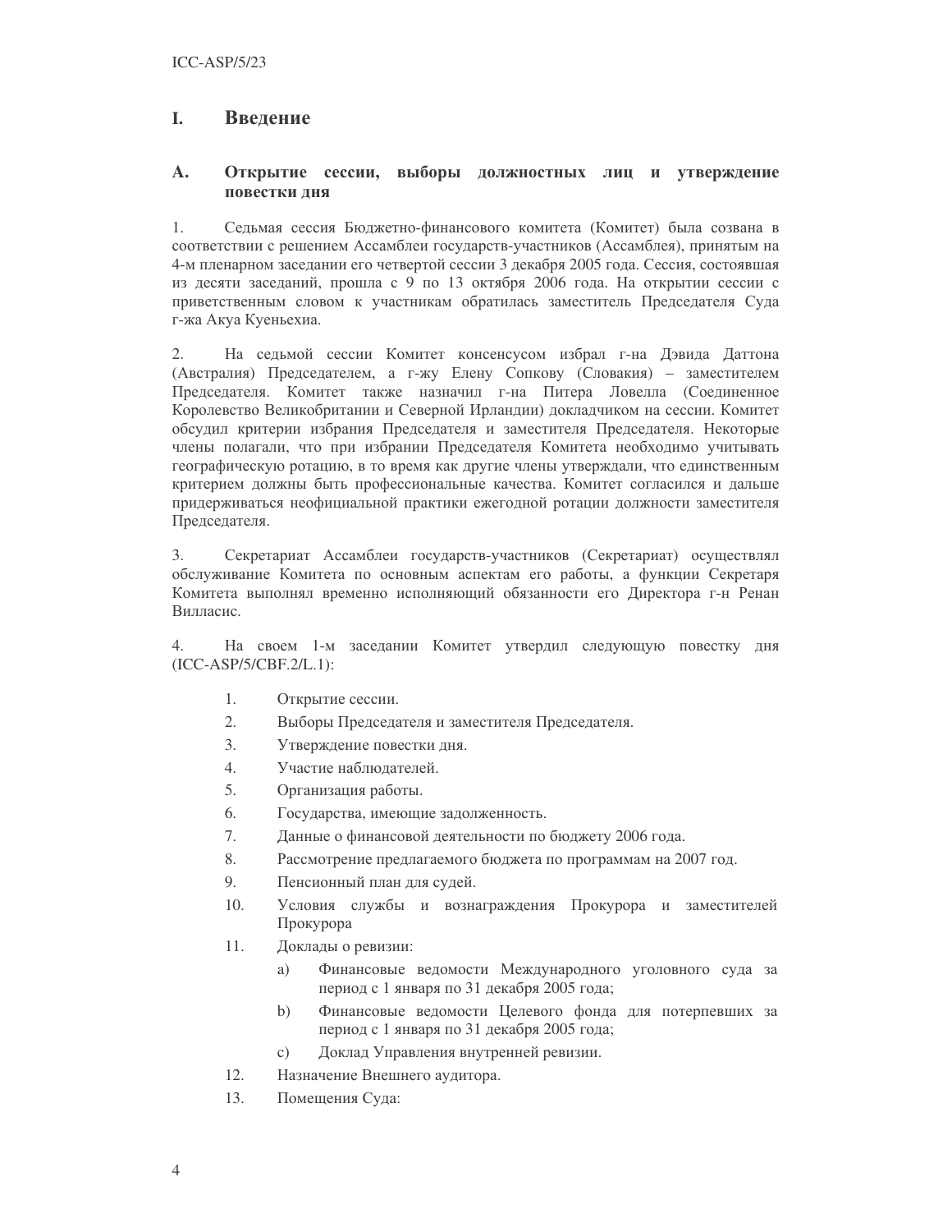# I. Введение

## A. Открытие сессии, выборы должностных лиц и утверждение повестки дня

1. Седьмая сессия Бюджетно-финансового комитета (Комитет) была созвана в соответствии с решением Ассамблеи государств-участников (Ассамблея), принятым на 4-м пленарном заседании его четвертой сессии 3 декабря 2005 года. Сессия, состоявшая из десяти заседаний, прошла с 9 по 13 октября 2006 года. На открытии сессии с приветственным словом к участникам обратилась заместитель Председателя Суда г-жа Акуа Куеньехиа.

2. На седьмой сессии Комитет консенсусом избрал г-на Дэвида Даттона (Австралия) Председателем, а г-жу Елену Сопкову (Словакия) – заместителем Председателя. Комитет также назначил г-на Питера Ловелла (Соединенное Королевство Великобритании и Северной Ирландии) докладчиком на сессии. Комитет обсудил критерии избрания Председателя и заместителя Председателя. Некоторые члены полагали, что при избрании Председателя Комитета необходимо учитывать географическую ротацию, в то время как другие члены утверждали, что единственным критерием должны быть профессиональные качества. Комитет согласился и дальше придерживаться неофициальной практики ежегодной ротации должности заместителя Председателя.

3. Секретариат Ассамблеи государств-участников (Секретариат) осуществлял обслуживание Комитета по основным аспектам его работы, а функции Секретаря Комитета выполнял временно исполняющий обязанности его Директора г-н Ренан Вилласис.

4. На своем 1-м заседании Комитет утвердил следующую повестку дня (ICC-ASP/5/CBF.2/L.1):

1. Открытие сессии.
2. Выборы Председателя и заместителя Председателя.
3. Утверждение повестки дня.
4. Участие наблюдателей.
5. Организация работы.
6. Государства, имеющие задолженность.
7. Данные о финансовой деятельности по бюджету 2006 года.
8. Рассмотрение предлагаемого бюджета по программам на 2007 год.
9. Пенсионный план для судей.
10. Условия службы и вознаграждения Прокурора и заместителей Прокурора
11. Доклады о ревизии:
    a) Финансовые ведомости Международного уголовного суда за период с 1 января по 31 декабря 2005 года;
    b) Финансовые ведомости Целевого фонда для потерпевших за период с 1 января по 31 декабря 2005 года;
    c) Доклад Управления внутренней ревизии.
12. Назначение Внешнего аудитора.
13. Помещения Суда: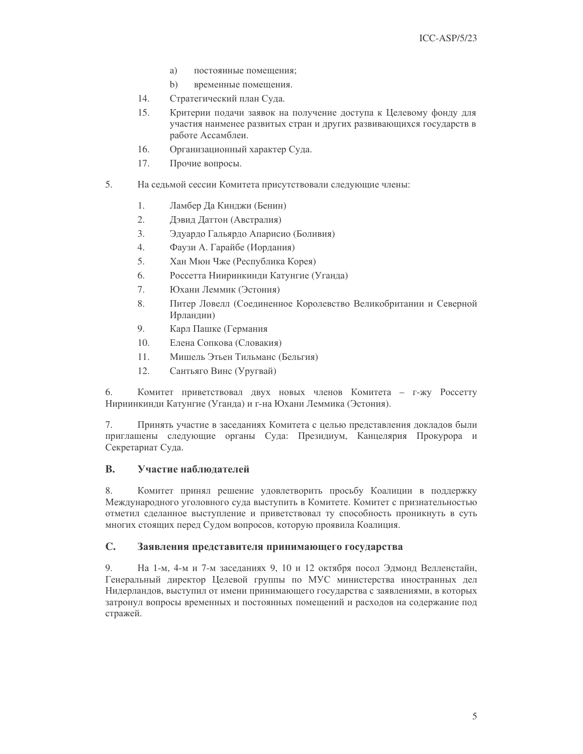a) постоянные помещения;

b) временные помещения.

14. Стратегический план Суда.

15. Критерии подачи заявок на получение доступа к Целевому фонду для участия наименее развитых стран и других развивающихся государств в работе Ассамблеи.

16. Организационный характер Суда.

17. Прочие вопросы.

5. На седьмой сессии Комитета присутствовали следующие члены:

1. Ламбер Да Кинджи (Бенин)
2. Дэвид Даттон (Австралия)
3. Эдуардо Гальярдо Апарисио (Боливия)
4. Фаузи А. Гарайбе (Иордания)
5. Хан Мюн Чже (Республика Корея)
6. Россетта Нииринкинди Катунгие (Уганда)
7. Юхани Леммик (Эстония)
8. Питер Ловелл (Соединенное Королевство Великобритании и Северной Ирландии)
9. Карл Пашке (Германия
10. Елена Сопкова (Словакия)
11. Мишель Этьен Тильманс (Бельгия)
12. Сантьяго Винс (Уругвай)

6. Комитет приветствовал двух новых членов Комитета – г-жу Россетту Нириинкинди Катунгие (Уганда) и г-на Юхани Леммика (Эстония).

7. Принять участие в заседаниях Комитета с целью представления докладов были приглашены следующие органы Суда: Президиум, Канцелярия Прокурора и Секретариат Суда.

## B. Участие наблюдателей

8. Комитет принял решение удовлетворить просьбу Коалиции в поддержку Международного уголовного суда выступить в Комитете. Комитет с признательностью отметил сделанное выступление и приветствовал ту способность проникнуть в суть многих стоящих перед Судом вопросов, которую проявила Коалиция.

## C. Заявления представителя принимающего государства

9. На 1-м, 4-м и 7-м заседаниях 9, 10 и 12 октября посол Эдмонд Велленстайн, Генеральный директор Целевой группы по МУС министерства иностранных дел Нидерландов, выступил от имени принимающего государства с заявлениями, в которых затронул вопросы временных и постоянных помещений и расходов на содержание под стражей.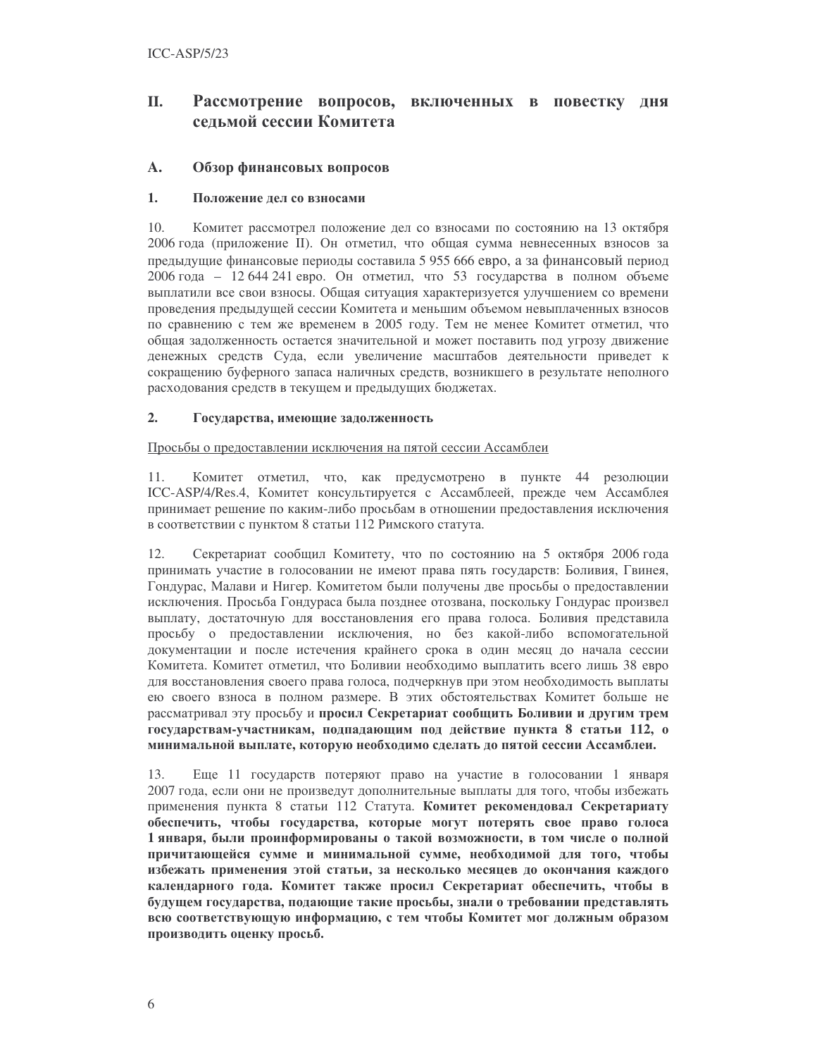## II. Рассмотрение вопросов, включенных в повестку дня седьмой сессии Комитета

### A. Обзор финансовых вопросов

#### 1. Положение дел со взносами

10. Комитет рассмотрел положение дел со взносами по состоянию на 13 октября 2006 года (приложение II). Он отметил, что общая сумма невнесенных взносов за предыдущие финансовые периоды составила 5 955 666 евро, а за финансовый период 2006 года – 12 644 241 евро. Он отметил, что 53 государства в полном объеме выплатили все свои взносы. Общая ситуация характеризуется улучшением со времени проведения предыдущей сессии Комитета и меньшим объемом невыплаченных взносов по сравнению с тем же временем в 2005 году. Тем не менее Комитет отметил, что общая задолженность остается значительной и может поставить под угрозу движение денежных средств Суда, если увеличение масштабов деятельности приведет к сокращению буферного запаса наличных средств, возникшего в результате неполного расходования средств в текущем и предыдущих бюджетах.

#### 2. Государства, имеющие задолженность

Просьбы о предоставлении исключения на пятой сессии Ассамблеи

11. Комитет отметил, что, как предусмотрено в пункте 44 резолюции ICC-ASP/4/Res.4, Комитет консультируется с Ассамблеей, прежде чем Ассамблея принимает решение по каким-либо просьбам в отношении предоставления исключения в соответствии с пунктом 8 статьи 112 Римского статута.

12. Секретариат сообщил Комитету, что по состоянию на 5 октября 2006 года принимать участие в голосовании не имеют права пять государств: Боливия, Гвинея, Гондурас, Малави и Нигер. Комитетом были получены две просьбы о предоставлении исключения. Просьба Гондураса была позднее отозвана, поскольку Гондурас произвел выплату, достаточную для восстановления его права голоса. Боливия представила просьбу о предоставлении исключения, но без какой-либо вспомогательной документации и после истечения крайнего срока в один месяц до начала сессии Комитета. Комитет отметил, что Боливии необходимо выплатить всего лишь 38 евро для восстановления своего права голоса, подчеркнув при этом необходимость выплаты ею своего взноса в полном размере. В этих обстоятельствах Комитет больше не рассматривал эту просьбу и **просил Секретариат сообщить Боливии и другим трем государствам-участникам, подпадающим под действие пункта 8 статьи 112, о минимальной выплате, которую необходимо сделать до пятой сессии Ассамблеи.**

13. Еще 11 государств потеряют право на участие в голосовании 1 января 2007 года, если они не произведут дополнительные выплаты для того, чтобы избежать применения пункта 8 статьи 112 Статута. **Комитет рекомендовал Секретариату обеспечить, чтобы государства, которые могут потерять свое право голоса 1 января, были проинформированы о такой возможности, в том числе о полной причитающейся сумме и минимальной сумме, необходимой для того, чтобы избежать применения этой статьи, за несколько месяцев до окончания каждого календарного года. Комитет также просил Секретариат обеспечить, чтобы в будущем государства, подающие такие просьбы, знали о требовании представлять всю соответствующую информацию, с тем чтобы Комитет мог должным образом производить оценку просьб.**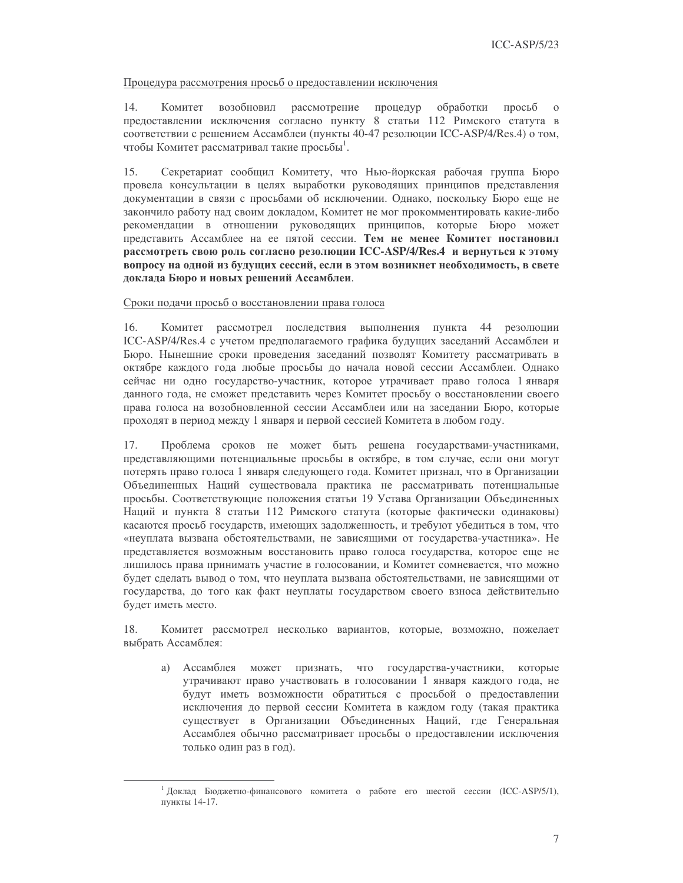Процедура рассмотрения просьб о предоставлении исключения

14. Комитет возобновил рассмотрение процедур обработки просьб о предоставлении исключения согласно пункту 8 статьи 112 Римского статута в соответствии с решением Ассамблеи (пункты 40-47 резолюции ICC-ASP/4/Res.4) о том, чтобы Комитет рассматривал такие просьбы[1].

15. Секретариат сообщил Комитету, что Нью-йоркская рабочая группа Бюро провела консультации в целях выработки руководящих принципов представления документации в связи с просьбами об исключении. Однако, поскольку Бюро еще не закончило работу над своим докладом, Комитет не мог прокомментировать какие-либо рекомендации в отношении руководящих принципов, которые Бюро может представить Ассамблее на ее пятой сессии. **Тем не менее Комитет постановил рассмотреть свою роль согласно резолюции ICC-ASP/4/Res.4 и вернуться к этому вопросу на одной из будущих сессий, если в этом возникнет необходимость, в свете доклада Бюро и новых решений Ассамблеи**.

Сроки подачи просьб о восстановлении права голоса

16. Комитет рассмотрел последствия выполнения пункта 44 резолюции ICC-ASP/4/Res.4 с учетом предполагаемого графика будущих заседаний Ассамблеи и Бюро. Нынешние сроки проведения заседаний позволят Комитету рассматривать в октябре каждого года любые просьбы до начала новой сессии Ассамблеи. Однако сейчас ни одно государство-участник, которое утрачивает право голоса 1 января данного года, не сможет представить через Комитет просьбу о восстановлении своего права голоса на возобновленной сессии Ассамблеи или на заседании Бюро, которые проходят в период между 1 января и первой сессией Комитета в любом году.

17. Проблема сроков не может быть решена государствами-участниками, представляющими потенциальные просьбы в октябре, в том случае, если они могут потерять право голоса 1 января следующего года. Комитет признал, что в Организации Объединенных Наций существовала практика не рассматривать потенциальные просьбы. Соответствующие положения статьи 19 Устава Организации Объединенных Наций и пункта 8 статьи 112 Римского статута (которые фактически одинаковы) касаются просьб государств, имеющих задолженность, и требуют убедиться в том, что «неуплата вызвана обстоятельствами, не зависящими от государства-участника». Не представляется возможным восстановить право голоса государства, которое еще не лишилось права принимать участие в голосовании, и Комитет сомневается, что можно будет сделать вывод о том, что неуплата вызвана обстоятельствами, не зависящими от государства, до того как факт неуплаты государством своего взноса действительно будет иметь место.

18. Комитет рассмотрел несколько вариантов, которые, возможно, пожелает выбрать Ассамблея:

a) Ассамблея может признать, что государства-участники, которые утрачивают право участвовать в голосовании 1 января каждого года, не будут иметь возможности обратиться с просьбой о предоставлении исключения до первой сессии Комитета в каждом году (такая практика существует в Организации Объединенных Наций, где Генеральная Ассамблея обычно рассматривает просьбы о предоставлении исключения только один раз в год).

---

[1] Доклад Бюджетно-финансового комитета о работе его шестой сессии (ICC-ASP/5/1), пункты 14-17.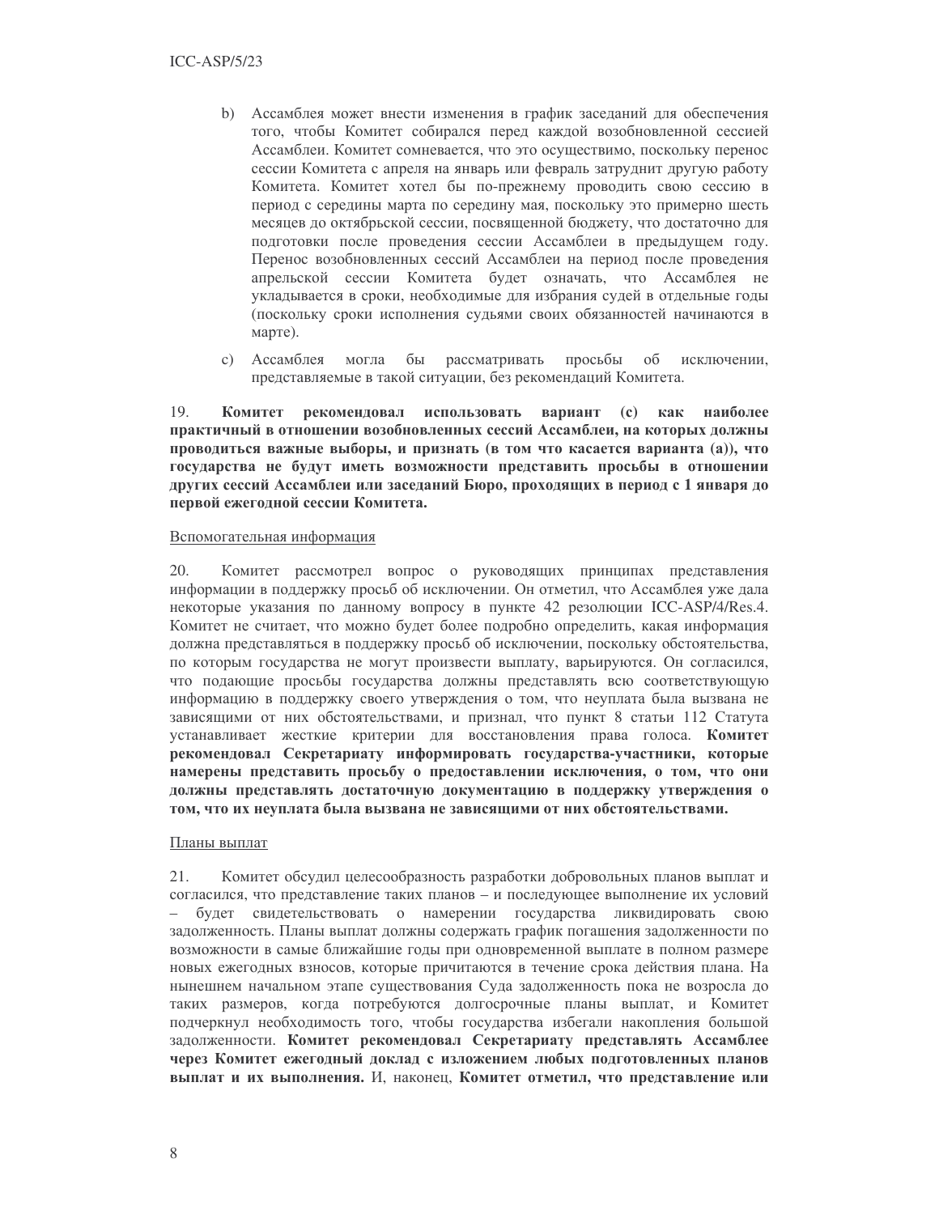b) Ассамблея может внести изменения в график заседаний для обеспечения того, чтобы Комитет собирался перед каждой возобновленной сессией Ассамблеи. Комитет сомневается, что это осуществимо, поскольку перенос сессии Комитета с апреля на январь или февраль затруднит другую работу Комитета. Комитет хотел бы по-прежнему проводить свою сессию в период с середины марта по середину мая, поскольку это примерно шесть месяцев до октябрьской сессии, посвященной бюджету, что достаточно для подготовки после проведения сессии Ассамблеи в предыдущем году. Перенос возобновленных сессий Ассамблеи на период после проведения апрельской сессии Комитета будет означать, что Ассамблея не укладывается в сроки, необходимые для избрания судей в отдельные годы (поскольку сроки исполнения судьями своих обязанностей начинаются в марте).

c) Ассамблея могла бы рассматривать просьбы об исключении, представляемые в такой ситуации, без рекомендаций Комитета.

19. **Комитет рекомендовал использовать вариант (c) как наиболее практичный в отношении возобновленных сессий Ассамблеи, на которых должны проводиться важные выборы, и признать (в том что касается варианта (a)), что государства не будут иметь возможности представить просьбы в отношении других сессий Ассамблеи или заседаний Бюро, проходящих в период с 1 января до первой ежегодной сессии Комитета.**

Вспомогательная информация

20. Комитет рассмотрел вопрос о руководящих принципах представления информации в поддержку просьб об исключении. Он отметил, что Ассамблея уже дала некоторые указания по данному вопросу в пункте 42 резолюции ICC-ASP/4/Res.4. Комитет не считает, что можно будет более подробно определить, какая информация должна представляться в поддержку просьб об исключении, поскольку обстоятельства, по которым государства не могут произвести выплату, варьируются. Он согласился, что подающие просьбы государства должны представлять всю соответствующую информацию в поддержку своего утверждения о том, что неуплата была вызвана не зависящими от них обстоятельствами, и признал, что пункт 8 статьи 112 Статута устанавливает жесткие критерии для восстановления права голоса. **Комитет рекомендовал Секретариату информировать государства-участники, которые намерены представить просьбу о предоставлении исключения, о том, что они должны представлять достаточную документацию в поддержку утверждения о том, что их неуплата была вызвана не зависящими от них обстоятельствами.**

Планы выплат

21. Комитет обсудил целесообразность разработки добровольных планов выплат и согласился, что представление таких планов – и последующее выполнение их условий – будет свидетельствовать о намерении государства ликвидировать свою задолженность. Планы выплат должны содержать график погашения задолженности по возможности в самые ближайшие годы при одновременной выплате в полном размере новых ежегодных взносов, которые причитаются в течение срока действия плана. На нынешнем начальном этапе существования Суда задолженность пока не возросла до таких размеров, когда потребуются долгосрочные планы выплат, и Комитет подчеркнул необходимость того, чтобы государства избегали накопления большой задолженности. **Комитет рекомендовал Секретариату представлять Ассамблее через Комитет ежегодный доклад с изложением любых подготовленных планов выплат и их выполнения.** И, наконец, **Комитет отметил, что представление или**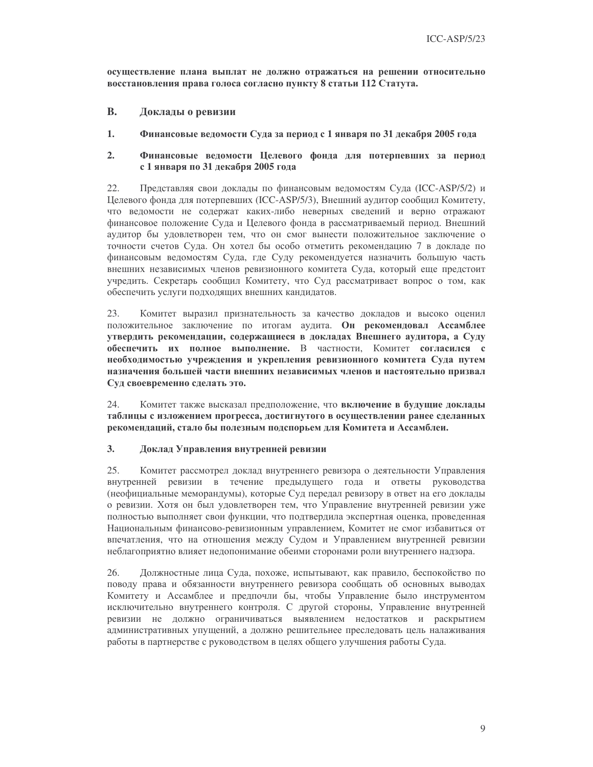**осуществление плана выплат не должно отражаться на решении относительно восстановления права голоса согласно пункту 8 статьи 112 Статута.**

## B. Доклады о ревизии

### 1. Финансовые ведомости Суда за период с 1 января по 31 декабря 2005 года

### 2. Финансовые ведомости Целевого фонда для потерпевших за период с 1 января по 31 декабря 2005 года

22. Представляя свои доклады по финансовым ведомостям Суда (ICC-ASP/5/2) и Целевого фонда для потерпевших (ICC-ASP/5/3), Внешний аудитор сообщил Комитету, что ведомости не содержат каких-либо неверных сведений и верно отражают финансовое положение Суда и Целевого фонда в рассматриваемый период. Внешний аудитор бы удовлетворен тем, что он смог вынести положительное заключение о точности счетов Суда. Он хотел бы особо отметить рекомендацию 7 в докладе по финансовым ведомостям Суда, где Суду рекомендуется назначить большую часть внешних независимых членов ревизионного комитета Суда, который еще предстоит учредить. Секретарь сообщил Комитету, что Суд рассматривает вопрос о том, как обеспечить услуги подходящих внешних кандидатов.

23. Комитет выразил признательность за качество докладов и высоко оценил положительное заключение по итогам аудита. **Он рекомендовал Ассамблее утвердить рекомендации, содержащиеся в докладах Внешнего аудитора, а Суду обеспечить их полное выполнение.** В частности, Комитет **согласился с необходимостью учреждения и укрепления ревизионного комитета Суда путем назначения большей части внешних независимых членов и настоятельно призвал Суд своевременно сделать это.**

24. Комитет также высказал предположение, что **включение в будущие доклады таблицы с изложением прогресса, достигнутого в осуществлении ранее сделанных рекомендаций, стало бы полезным подспорьем для Комитета и Ассамблеи.**

### 3. Доклад Управления внутренней ревизии

25. Комитет рассмотрел доклад внутреннего ревизора о деятельности Управления внутренней ревизии в течение предыдущего года и ответы руководства (неофициальные меморандумы), которые Суд передал ревизору в ответ на его доклады о ревизии. Хотя он был удовлетворен тем, что Управление внутренней ревизии уже полностью выполняет свои функции, что подтвердила экспертная оценка, проведенная Национальным финансово-ревизионным управлением, Комитет не смог избавиться от впечатления, что на отношения между Судом и Управлением внутренней ревизии неблагоприятно влияет недопонимание обеими сторонами роли внутреннего надзора.

26. Должностные лица Суда, похоже, испытывают, как правило, беспокойство по поводу права и обязанности внутреннего ревизора сообщать об основных выводах Комитету и Ассамблее и предпочли бы, чтобы Управление было инструментом исключительно внутреннего контроля. С другой стороны, Управление внутренней ревизии не должно ограничиваться выявлением недостатков и раскрытием административных упущений, а должно решительнее преследовать цель налаживания работы в партнерстве с руководством в целях общего улучшения работы Суда.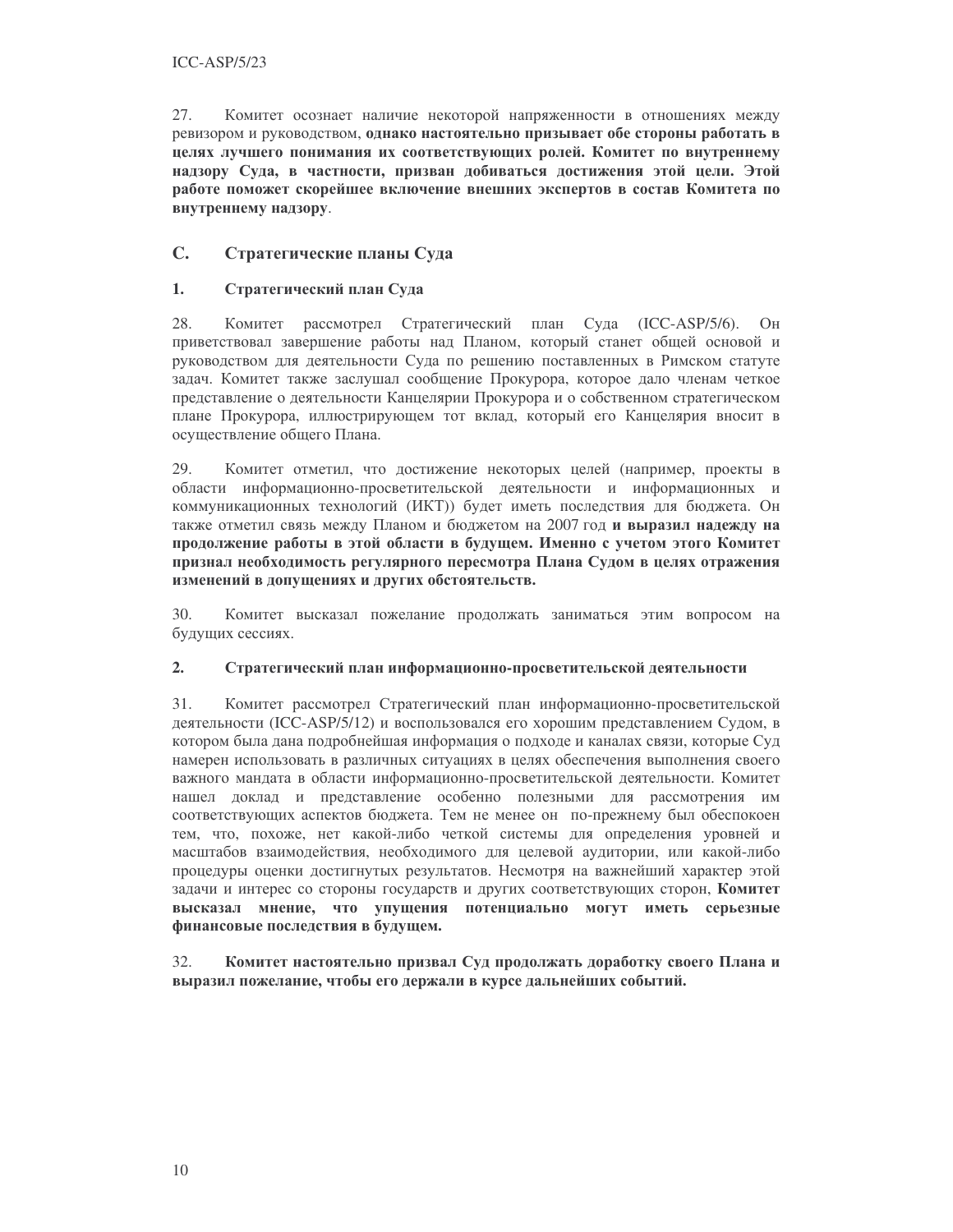27. Комитет осознает наличие некоторой напряженности в отношениях между ревизором и руководством, **однако настоятельно призывает обе стороны работать в целях лучшего понимания их соответствующих ролей. Комитет по внутреннему надзору Суда, в частности, призван добиваться достижения этой цели. Этой работе поможет скорейшее включение внешних экспертов в состав Комитета по внутреннему надзору**.

## C. Стратегические планы Суда

### 1. Стратегический план Суда

28. Комитет рассмотрел Стратегический план Суда (ICC-ASP/5/6). Он приветствовал завершение работы над Планом, который станет общей основой и руководством для деятельности Суда по решению поставленных в Римском статуте задач. Комитет также заслушал сообщение Прокурора, которое дало членам четкое представление о деятельности Канцелярии Прокурора и о собственном стратегическом плане Прокурора, иллюстрирующем тот вклад, который его Канцелярия вносит в осуществление общего Плана.

29. Комитет отметил, что достижение некоторых целей (например, проекты в области информационно-просветительской деятельности и информационных и коммуникационных технологий (ИКТ)) будет иметь последствия для бюджета. Он также отметил связь между Планом и бюджетом на 2007 год **и выразил надежду на продолжение работы в этой области в будущем. Именно с учетом этого Комитет признал необходимость регулярного пересмотра Плана Судом в целях отражения изменений в допущениях и других обстоятельств.**

30. Комитет высказал пожелание продолжать заниматься этим вопросом на будущих сессиях.

### 2. Стратегический план информационно-просветительской деятельности

31. Комитет рассмотрел Стратегический план информационно-просветительской деятельности (ICC-ASP/5/12) и воспользовался его хорошим представлением Судом, в котором была дана подробнейшая информация о подходе и каналах связи, которые Суд намерен использовать в различных ситуациях в целях обеспечения выполнения своего важного мандата в области информационно-просветительской деятельности. Комитет нашел доклад и представление особенно полезными для рассмотрения им соответствующих аспектов бюджета. Тем не менее он по-прежнему был обеспокоен тем, что, похоже, нет какой-либо четкой системы для определения уровней и масштабов взаимодействия, необходимого для целевой аудитории, или какой-либо процедуры оценки достигнутых результатов. Несмотря на важнейший характер этой задачи и интерес со стороны государств и других соответствующих сторон, **Комитет высказал мнение, что упущения потенциально могут иметь серьезные финансовые последствия в будущем.**

32. **Комитет настоятельно призвал Суд продолжать доработку своего Плана и выразил пожелание, чтобы его держали в курсе дальнейших событий.**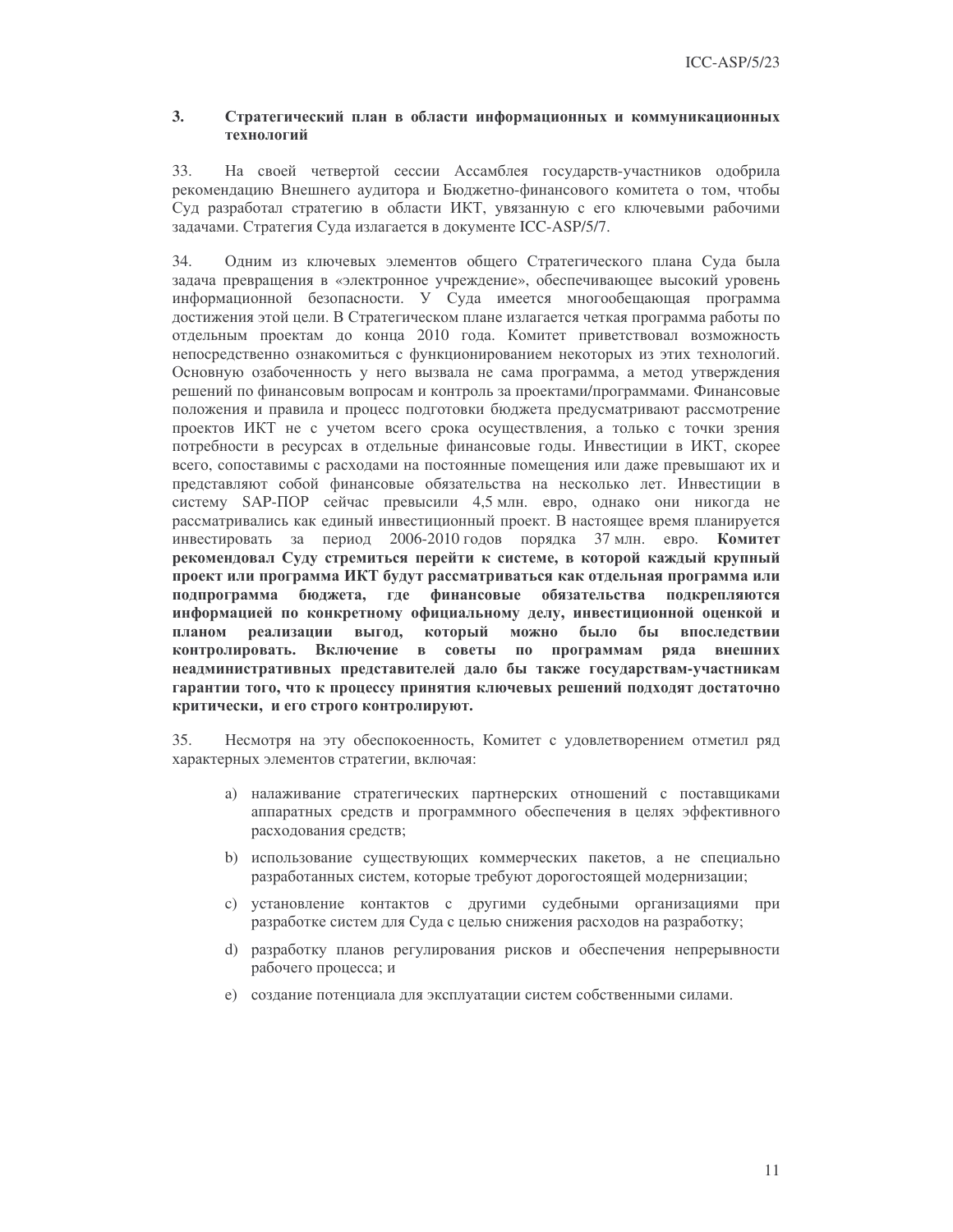### 3. Стратегический план в области информационных и коммуникационных технологий

33. На своей четвертой сессии Ассамблея государств-участников одобрила рекомендацию Внешнего аудитора и Бюджетно-финансового комитета о том, чтобы Суд разработал стратегию в области ИКТ, увязанную с его ключевыми рабочими задачами. Стратегия Суда излагается в документе ICC-ASP/5/7.

34. Одним из ключевых элементов общего Стратегического плана Суда была задача превращения в «электронное учреждение», обеспечивающее высокий уровень информационной безопасности. У Суда имеется многообещающая программа достижения этой цели. В Стратегическом плане излагается четкая программа работы по отдельным проектам до конца 2010 года. Комитет приветствовал возможность непосредственно ознакомиться с функционированием некоторых из этих технологий. Основную озабоченность у него вызвала не сама программа, а метод утверждения решений по финансовым вопросам и контроль за проектами/программами. Финансовые положения и правила и процесс подготовки бюджета предусматривают рассмотрение проектов ИКТ не с учетом всего срока осуществления, а только с точки зрения потребности в ресурсах в отдельные финансовые годы. Инвестиции в ИКТ, скорее всего, сопоставимы с расходами на постоянные помещения или даже превышают их и представляют собой финансовые обязательства на несколько лет. Инвестиции в систему SAP-ПОР сейчас превысили 4,5 млн. евро, однако они никогда не рассматривались как единый инвестиционный проект. В настоящее время планируется инвестировать за период 2006-2010 годов порядка 37 млн. евро. **Комитет рекомендовал Суду стремиться перейти к системе, в которой каждый крупный проект или программа ИКТ будут рассматриваться как отдельная программа или подпрограмма бюджета, где финансовые обязательства подкрепляются информацией по конкретному официальному делу, инвестиционной оценкой и планом реализации выгод, который можно было бы впоследствии контролировать. Включение в советы по программам ряда внешних неадминистративных представителей дало бы также государствам-участникам гарантии того, что к процессу принятия ключевых решений подходят достаточно критически, и его строго контролируют.**

35. Несмотря на эту обеспокоенность, Комитет с удовлетворением отметил ряд характерных элементов стратегии, включая:

a) налаживание стратегических партнерских отношений с поставщиками аппаратных средств и программного обеспечения в целях эффективного расходования средств;

b) использование существующих коммерческих пакетов, а не специально разработанных систем, которые требуют дорогостоящей модернизации;

c) установление контактов с другими судебными организациями при разработке систем для Суда с целью снижения расходов на разработку;

d) разработку планов регулирования рисков и обеспечения непрерывности рабочего процесса; и

e) создание потенциала для эксплуатации систем собственными силами.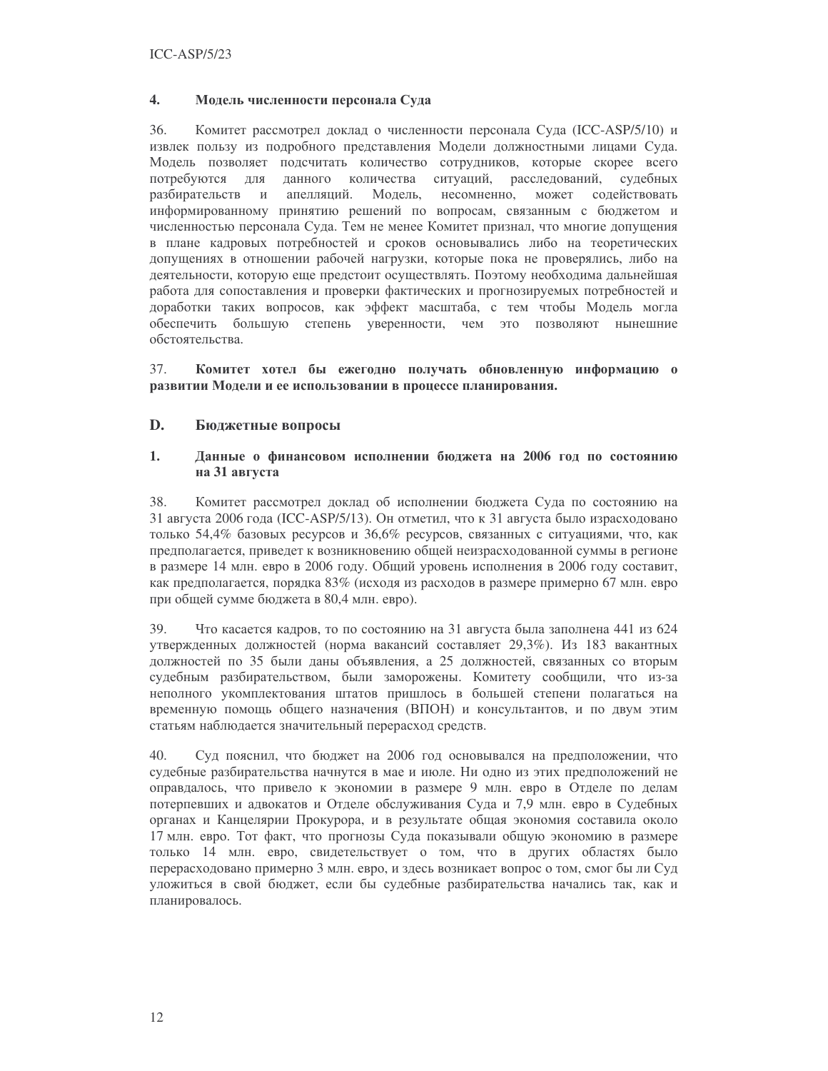### 4. Модель численности персонала Суда

36. Комитет рассмотрел доклад о численности персонала Суда (ICC-ASP/5/10) и извлек пользу из подробного представления Модели должностными лицами Суда. Модель позволяет подсчитать количество сотрудников, которые скорее всего потребуются для данного количества ситуаций, расследований, судебных разбирательств и апелляций. Модель, несомненно, может содействовать информированному принятию решений по вопросам, связанным с бюджетом и численностью персонала Суда. Тем не менее Комитет признал, что многие допущения в плане кадровых потребностей и сроков основывались либо на теоретических допущениях в отношении рабочей нагрузки, которые пока не проверялись, либо на деятельности, которую еще предстоит осуществлять. Поэтому необходима дальнейшая работа для сопоставления и проверки фактических и прогнозируемых потребностей и доработки таких вопросов, как эффект масштаба, с тем чтобы Модель могла обеспечить большую степень уверенности, чем это позволяют нынешние обстоятельства.

37. **Комитет хотел бы ежегодно получать обновленную информацию о развитии Модели и ее использовании в процессе планирования.**

## D. Бюджетные вопросы

### 1. Данные о финансовом исполнении бюджета на 2006 год по состоянию на 31 августа

38. Комитет рассмотрел доклад об исполнении бюджета Суда по состоянию на 31 августа 2006 года (ICC-ASP/5/13). Он отметил, что к 31 августа было израсходовано только 54,4% базовых ресурсов и 36,6% ресурсов, связанных с ситуациями, что, как предполагается, приведет к возникновению общей неизрасходованной суммы в регионе в размере 14 млн. евро в 2006 году. Общий уровень исполнения в 2006 году составит, как предполагается, порядка 83% (исходя из расходов в размере примерно 67 млн. евро при общей сумме бюджета в 80,4 млн. евро).

39. Что касается кадров, то по состоянию на 31 августа была заполнена 441 из 624 утвержденных должностей (норма вакансий составляет 29,3%). Из 183 вакантных должностей по 35 были даны объявления, а 25 должностей, связанных со вторым судебным разбирательством, были заморожены. Комитету сообщили, что из-за неполного укомплектования штатов пришлось в большей степени полагаться на временную помощь общего назначения (ВПОН) и консультантов, и по двум этим статьям наблюдается значительный перерасход средств.

40. Суд пояснил, что бюджет на 2006 год основывался на предположении, что судебные разбирательства начнутся в мае и июле. Ни одно из этих предположений не оправдалось, что привело к экономии в размере 9 млн. евро в Отделе по делам потерпевших и адвокатов и Отделе обслуживания Суда и 7,9 млн. евро в Судебных органах и Канцелярии Прокурора, и в результате общая экономия составила около 17 млн. евро. Тот факт, что прогнозы Суда показывали общую экономию в размере только 14 млн. евро, свидетельствует о том, что в других областях было перерасходовано примерно 3 млн. евро, и здесь возникает вопрос о том, смог бы ли Суд уложиться в свой бюджет, если бы судебные разбирательства начались так, как и планировалось.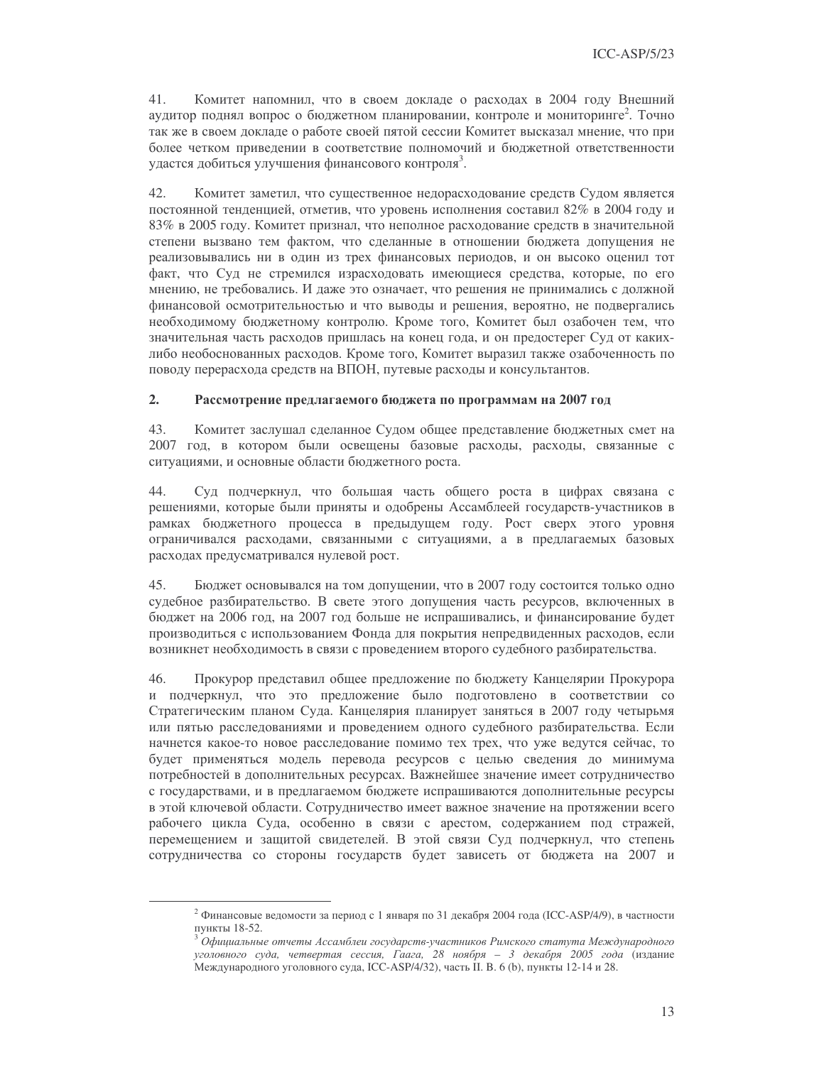41. Комитет напомнил, что в своем докладе о расходах в 2004 году Внешний аудитор поднял вопрос о бюджетном планировании, контроле и мониторинге[2]. Точно так же в своем докладе о работе своей пятой сессии Комитет высказал мнение, что при более четком приведении в соответствие полномочий и бюджетной ответственности удастся добиться улучшения финансового контроля[3].

42. Комитет заметил, что существенное недорасходование средств Судом является постоянной тенденцией, отметив, что уровень исполнения составил 82% в 2004 году и 83% в 2005 году. Комитет признал, что неполное расходование средств в значительной степени вызвано тем фактом, что сделанные в отношении бюджета допущения не реализовывались ни в один из трех финансовых периодов, и он высоко оценил тот факт, что Суд не стремился израсходовать имеющиеся средства, которые, по его мнению, не требовались. И даже это означает, что решения не принимались с должной финансовой осмотрительностью и что выводы и решения, вероятно, не подвергались необходимому бюджетному контролю. Кроме того, Комитет был озабочен тем, что значительная часть расходов пришлась на конец года, и он предостерег Суд от каких-либо необоснованных расходов. Кроме того, Комитет выразил также озабоченность по поводу перерасхода средств на ВПОН, путевые расходы и консультантов.

### 2. Рассмотрение предлагаемого бюджета по программам на 2007 год

43. Комитет заслушал сделанное Судом общее представление бюджетных смет на 2007 год, в котором были освещены базовые расходы, расходы, связанные с ситуациями, и основные области бюджетного роста.

44. Суд подчеркнул, что большая часть общего роста в цифрах связана с решениями, которые были приняты и одобрены Ассамблеей государств-участников в рамках бюджетного процесса в предыдущем году. Рост сверх этого уровня ограничивался расходами, связанными с ситуациями, а в предлагаемых базовых расходах предусматривался нулевой рост.

45. Бюджет основывался на том допущении, что в 2007 году состоится только одно судебное разбирательство. В свете этого допущения часть ресурсов, включенных в бюджет на 2006 год, на 2007 год больше не испрашивались, и финансирование будет производиться с использованием Фонда для покрытия непредвиденных расходов, если возникнет необходимость в связи с проведением второго судебного разбирательства.

46. Прокурор представил общее предложение по бюджету Канцелярии Прокурора и подчеркнул, что это предложение было подготовлено в соответствии со Стратегическим планом Суда. Канцелярия планирует заняться в 2007 году четырьмя или пятью расследованиями и проведением одного судебного разбирательства. Если начнется какое-то новое расследование помимо тех трех, что уже ведутся сейчас, то будет применяться модель перевода ресурсов с целью сведения до минимума потребностей в дополнительных ресурсах. Важнейшее значение имеет сотрудничество с государствами, и в предлагаемом бюджете испрашиваются дополнительные ресурсы в этой ключевой области. Сотрудничество имеет важное значение на протяжении всего рабочего цикла Суда, особенно в связи с арестом, содержанием под стражей, перемещением и защитой свидетелей. В этой связи Суд подчеркнул, что степень сотрудничества со стороны государств будет зависеть от бюджета на 2007 и

---

[2] Финансовые ведомости за период с 1 января по 31 декабря 2004 года (ICC-ASP/4/9), в частности пункты 18-52.

[3] *Официальные отчеты Ассамблеи государств-участников Римского статута Международного уголовного суда, четвертая сессия, Гаага, 28 ноября – 3 декабря 2005 года* (издание Международного уголовного суда, ICC-ASP/4/32), часть II. B. 6 (b), пункты 12-14 и 28.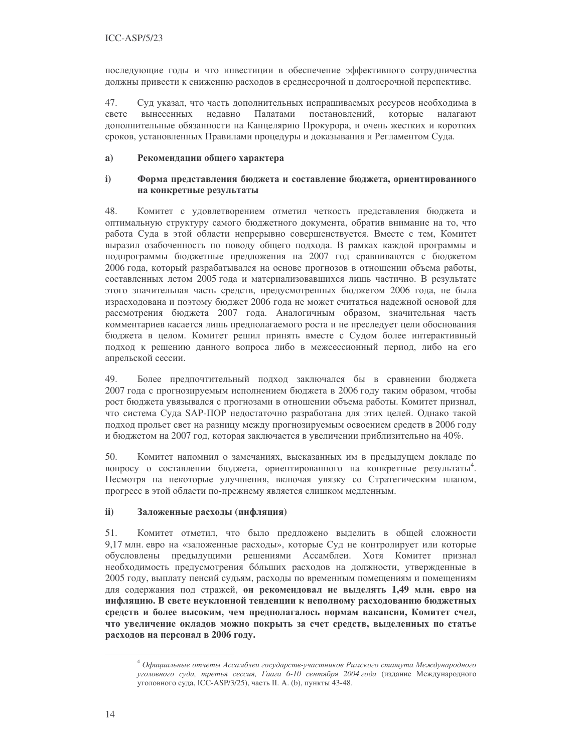последующие годы и что инвестиции в обеспечение эффективного сотрудничества должны привести к снижению расходов в среднесрочной и долгосрочной перспективе.

47. Суд указал, что часть дополнительных испрашиваемых ресурсов необходима в свете вынесенных недавно Палатами постановлений, которые налагают дополнительные обязанности на Канцелярию Прокурора, и очень жестких и коротких сроков, установленных Правилами процедуры и доказывания и Регламентом Суда.

### a) Рекомендации общего характера

#### i) Форма представления бюджета и составление бюджета, ориентированного на конкретные результаты

48. Комитет с удовлетворением отметил четкость представления бюджета и оптимальную структуру самого бюджетного документа, обратив внимание на то, что работа Суда в этой области непрерывно совершенствуется. Вместе с тем, Комитет выразил озабоченность по поводу общего подхода. В рамках каждой программы и подпрограммы бюджетные предложения на 2007 год сравниваются с бюджетом 2006 года, который разрабатывался на основе прогнозов в отношении объема работы, составленных летом 2005 года и материализовавшихся лишь частично. В результате этого значительная часть средств, предусмотренных бюджетом 2006 года, не была израсходована и поэтому бюджет 2006 года не может считаться надежной основой для рассмотрения бюджета 2007 года. Аналогичным образом, значительная часть комментариев касается лишь предполагаемого роста и не преследует цели обоснования бюджета в целом. Комитет решил принять вместе с Судом более интерактивный подход к решению данного вопроса либо в межсессионный период, либо на его апрельской сессии.

49. Более предпочтительный подход заключался бы в сравнении бюджета 2007 года с прогнозируемым исполнением бюджета в 2006 году таким образом, чтобы рост бюджета увязывался с прогнозами в отношении объема работы. Комитет признал, что система Суда SAP-ПОР недостаточно разработана для этих целей. Однако такой подход прольет свет на разницу между прогнозируемым освоением средств в 2006 году и бюджетом на 2007 год, которая заключается в увеличении приблизительно на 40%.

50. Комитет напомнил о замечаниях, высказанных им в предыдущем докладе по вопросу о составлении бюджета, ориентированного на конкретные результаты[4]. Несмотря на некоторые улучшения, включая увязку со Стратегическим планом, прогресс в этой области по-прежнему является слишком медленным.

#### ii) Заложенные расходы (инфляция)

51. Комитет отметил, что было предложено выделить в общей сложности 9,17 млн. евро на «заложенные расходы», которые Суд не контролирует или которые обусловлены предыдущими решениями Ассамблеи. Хотя Комитет признал необходимость предусмотрения бóльших расходов на должности, утвержденные в 2005 году, выплату пенсий судьям, расходы по временным помещениям и помещениям для содержания под стражей, **он рекомендовал не выделять 1,49 млн. евро на инфляцию. В свете неуклонной тенденции к неполному расходованию бюджетных средств и более высоким, чем предполагалось нормам вакансии, Комитет счел, что увеличение окладов можно покрыть за счет средств, выделенных по статье расходов на персонал в 2006 году.**

---

[4] *Официальные отчеты Ассамблеи государств-участников Римского статута Международного уголовного суда, третья сессия, Гаага 6-10 сентября 2004 года* (издание Международного уголовного суда, ICC-ASP/3/25), часть II. A. (b), пункты 43-48.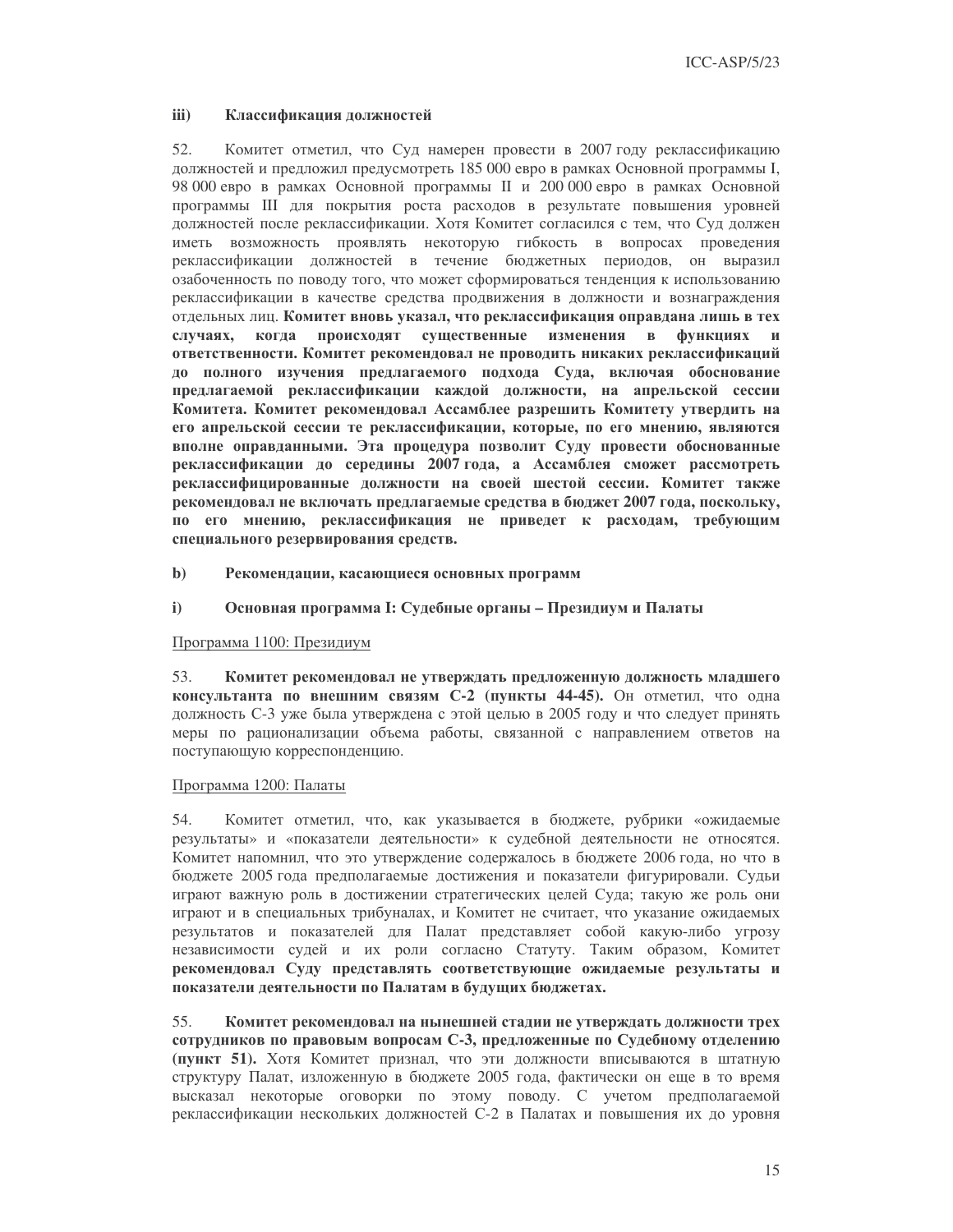#### iii) Классификация должностей

52. Комитет отметил, что Суд намерен провести в 2007 году реклассификацию должностей и предложил предусмотреть 185 000 евро в рамках Основной программы I, 98 000 евро в рамках Основной программы II и 200 000 евро в рамках Основной программы III для покрытия роста расходов в результате повышения уровней должностей после реклассификации. Хотя Комитет согласился с тем, что Суд должен иметь возможность проявлять некоторую гибкость в вопросах проведения реклассификации должностей в течение бюджетных периодов, он выразил озабоченность по поводу того, что может сформироваться тенденция к использованию реклассификации в качестве средства продвижения в должности и вознаграждения отдельных лиц. **Комитет вновь указал, что реклассификация оправдана лишь в тех случаях, когда происходят существенные изменения в функциях и ответственности. Комитет рекомендовал не проводить никаких реклассификаций до полного изучения предлагаемого подхода Суда, включая обоснование предлагаемой реклассификации каждой должности, на апрельской сессии Комитета. Комитет рекомендовал Ассамблее разрешить Комитету утвердить на его апрельской сессии те реклассификации, которые, по его мнению, являются вполне оправданными. Эта процедура позволит Суду провести обоснованные реклассификации до середины 2007 года, а Ассамблея сможет рассмотреть реклассифицированные должности на своей шестой сессии. Комитет также рекомендовал не включать предлагаемые средства в бюджет 2007 года, поскольку, по его мнению, реклассификация не приведет к расходам, требующим специального резервирования средств.**

### b) Рекомендации, касающиеся основных программ

#### i) Основная программа I: Судебные органы – Президиум и Палаты

Программа 1100: Президиум

53. **Комитет рекомендовал не утверждать предложенную должность младшего консультанта по внешним связям С-2 (пункты 44-45).** Он отметил, что одна должность С-3 уже была утверждена с этой целью в 2005 году и что следует принять меры по рационализации объема работы, связанной с направлением ответов на поступающую корреспонденцию.

Программа 1200: Палаты

54. Комитет отметил, что, как указывается в бюджете, рубрики «ожидаемые результаты» и «показатели деятельности» к судебной деятельности не относятся. Комитет напомнил, что это утверждение содержалось в бюджете 2006 года, но что в бюджете 2005 года предполагаемые достижения и показатели фигурировали. Судьи играют важную роль в достижении стратегических целей Суда; такую же роль они играют и в специальных трибуналах, и Комитет не считает, что указание ожидаемых результатов и показателей для Палат представляет собой какую-либо угрозу независимости судей и их роли согласно Статуту. Таким образом, Комитет **рекомендовал Суду представлять соответствующие ожидаемые результаты и показатели деятельности по Палатам в будущих бюджетах.**

55. **Комитет рекомендовал на нынешней стадии не утверждать должности трех сотрудников по правовым вопросам С-3, предложенные по Судебному отделению (пункт 51).** Хотя Комитет признал, что эти должности вписываются в штатную структуру Палат, изложенную в бюджете 2005 года, фактически он еще в то время высказал некоторые оговорки по этому поводу. С учетом предполагаемой реклассификации нескольких должностей С-2 в Палатах и повышения их до уровня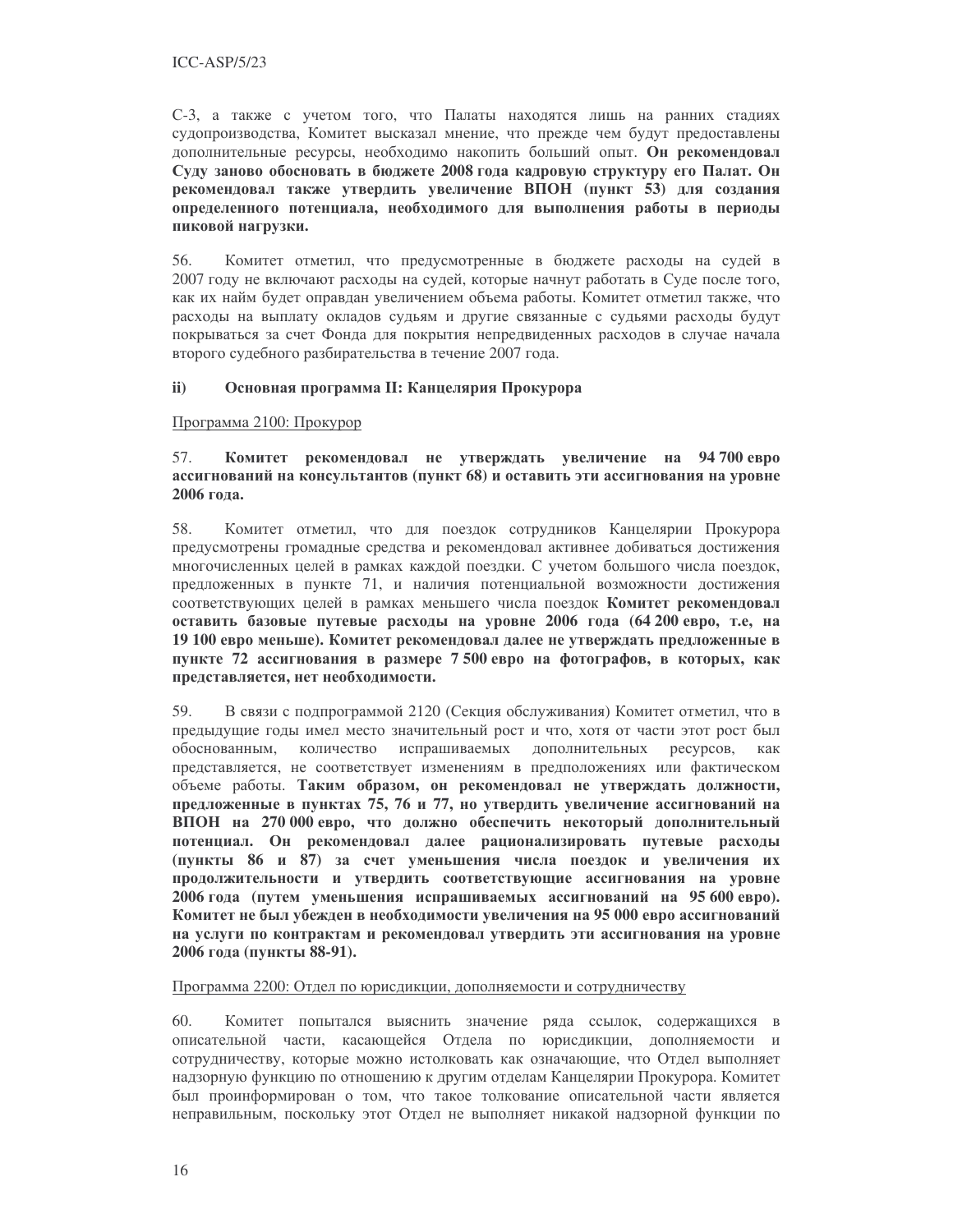С-3, а также с учетом того, что Палаты находятся лишь на ранних стадиях судопроизводства, Комитет высказал мнение, что прежде чем будут предоставлены дополнительные ресурсы, необходимо накопить больший опыт. **Он рекомендовал Суду заново обосновать в бюджете 2008 года кадровую структуру его Палат. Он рекомендовал также утвердить увеличение ВПОН (пункт 53) для создания определенного потенциала, необходимого для выполнения работы в периоды пиковой нагрузки.**

56. Комитет отметил, что предусмотренные в бюджете расходы на судей в 2007 году не включают расходы на судей, которые начнут работать в Суде после того, как их найм будет оправдан увеличением объема работы. Комитет отметил также, что расходы на выплату окладов судьям и другие связанные с судьями расходы будут покрываться за счет Фонда для покрытия непредвиденных расходов в случае начала второго судебного разбирательства в течение 2007 года.

#### ii) Основная программа II: Канцелярия Прокурора

Программа 2100: Прокурор

57. **Комитет рекомендовал не утверждать увеличение на 94 700 евро ассигнований на консультантов (пункт 68) и оставить эти ассигнования на уровне 2006 года.**

58. Комитет отметил, что для поездок сотрудников Канцелярии Прокурора предусмотрены громадные средства и рекомендовал активнее добиваться достижения многочисленных целей в рамках каждой поездки. С учетом большого числа поездок, предложенных в пункте 71, и наличия потенциальной возможности достижения соответствующих целей в рамках меньшего числа поездок **Комитет рекомендовал оставить базовые путевые расходы на уровне 2006 года (64 200 евро, т.е, на 19 100 евро меньше). Комитет рекомендовал далее не утверждать предложенные в пункте 72 ассигнования в размере 7 500 евро на фотографов, в которых, как представляется, нет необходимости.**

59. В связи с подпрограммой 2120 (Секция обслуживания) Комитет отметил, что в предыдущие годы имел место значительный рост и что, хотя от части этот рост был обоснованным, количество испрашиваемых дополнительных ресурсов, как представляется, не соответствует изменениям в предположениях или фактическом объеме работы. **Таким образом, он рекомендовал не утверждать должности, предложенные в пунктах 75, 76 и 77, но утвердить увеличение ассигнований на ВПОН на 270 000 евро, что должно обеспечить некоторый дополнительный потенциал. Он рекомендовал далее рационализировать путевые расходы (пункты 86 и 87) за счет уменьшения числа поездок и увеличения их продолжительности и утвердить соответствующие ассигнования на уровне 2006 года (путем уменьшения испрашиваемых ассигнований на 95 600 евро). Комитет не был убежден в необходимости увеличения на 95 000 евро ассигнований на услуги по контрактам и рекомендовал утвердить эти ассигнования на уровне 2006 года (пункты 88-91).**

Программа 2200: Отдел по юрисдикции, дополняемости и сотрудничеству

60. Комитет попытался выяснить значение ряда ссылок, содержащихся в описательной части, касающейся Отдела по юрисдикции, дополняемости и сотрудничеству, которые можно истолковать как означающие, что Отдел выполняет надзорную функцию по отношению к другим отделам Канцелярии Прокурора. Комитет был проинформирован о том, что такое толкование описательной части является неправильным, поскольку этот Отдел не выполняет никакой надзорной функции по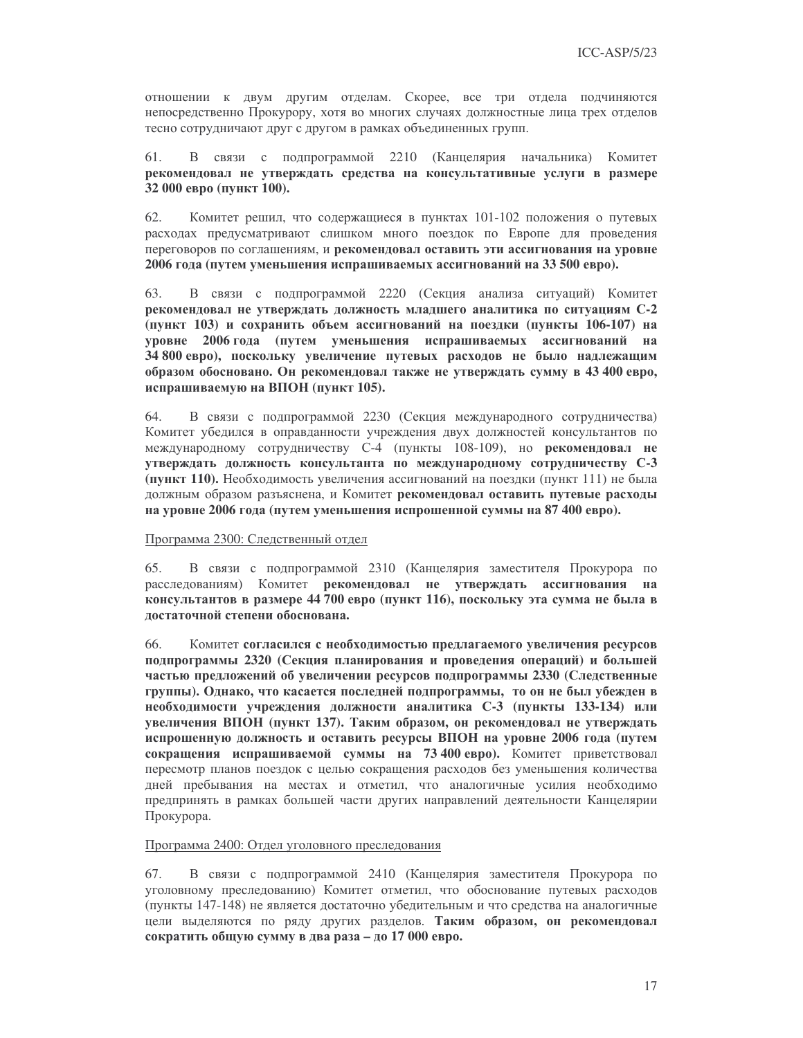отношении к двум другим отделам. Скорее, все три отдела подчиняются непосредственно Прокурору, хотя во многих случаях должностные лица трех отделов тесно сотрудничают друг с другом в рамках объединенных групп.

61. В связи с подпрограммой 2210 (Канцелярия начальника) Комитет **рекомендовал не утверждать средства на консультативные услуги в размере 32 000 евро (пункт 100).**

62. Комитет решил, что содержащиеся в пунктах 101-102 положения о путевых расходах предусматривают слишком много поездок по Европе для проведения переговоров по соглашениям, и **рекомендовал оставить эти ассигнования на уровне 2006 года (путем уменьшения испрашиваемых ассигнований на 33 500 евро).**

63. В связи с подпрограммой 2220 (Секция анализа ситуаций) Комитет **рекомендовал не утверждать должность младшего аналитика по ситуациям С-2 (пункт 103) и сохранить объем ассигнований на поездки (пункты 106-107) на уровне 2006 года (путем уменьшения испрашиваемых ассигнований на 34 800 евро), поскольку увеличение путевых расходов не было надлежащим образом обосновано. Он рекомендовал также не утверждать сумму в 43 400 евро, испрашиваемую на ВПОН (пункт 105).**

64. В связи с подпрограммой 2230 (Секция международного сотрудничества) Комитет убедился в оправданности учреждения двух должностей консультантов по международному сотрудничеству С-4 (пункты 108-109), но **рекомендовал не утверждать должность консультанта по международному сотрудничеству С-3 (пункт 110).** Необходимость увеличения ассигнований на поездки (пункт 111) не была должным образом разъяснена, и Комитет **рекомендовал оставить путевые расходы на уровне 2006 года (путем уменьшения испрошенной суммы на 87 400 евро).**

Программа 2300: Следственный отдел

65. В связи с подпрограммой 2310 (Канцелярия заместителя Прокурора по расследованиям) Комитет **рекомендовал не утверждать ассигнования на консультантов в размере 44 700 евро (пункт 116), поскольку эта сумма не была в достаточной степени обоснована.**

66. Комитет **согласился с необходимостью предлагаемого увеличения ресурсов подпрограммы 2320 (Секция планирования и проведения операций) и большей частью предложений об увеличении ресурсов подпрограммы 2330 (Следственные группы). Однако, что касается последней подпрограммы, то он не был убежден в необходимости учреждения должности аналитика С-3 (пункты 133-134) или увеличения ВПОН (пункт 137). Таким образом, он рекомендовал не утверждать испрошенную должность и оставить ресурсы ВПОН на уровне 2006 года (путем сокращения испрашиваемой суммы на 73 400 евро).** Комитет приветствовал пересмотр планов поездок с целью сокращения расходов без уменьшения количества дней пребывания на местах и отметил, что аналогичные усилия необходимо предпринять в рамках большей части других направлений деятельности Канцелярии Прокурора.

Программа 2400: Отдел уголовного преследования

67. В связи с подпрограммой 2410 (Канцелярия заместителя Прокурора по уголовному преследованию) Комитет отметил, что обоснование путевых расходов (пункты 147-148) не является достаточно убедительным и что средства на аналогичные цели выделяются по ряду других разделов. **Таким образом, он рекомендовал сократить общую сумму в два раза – до 17 000 евро.**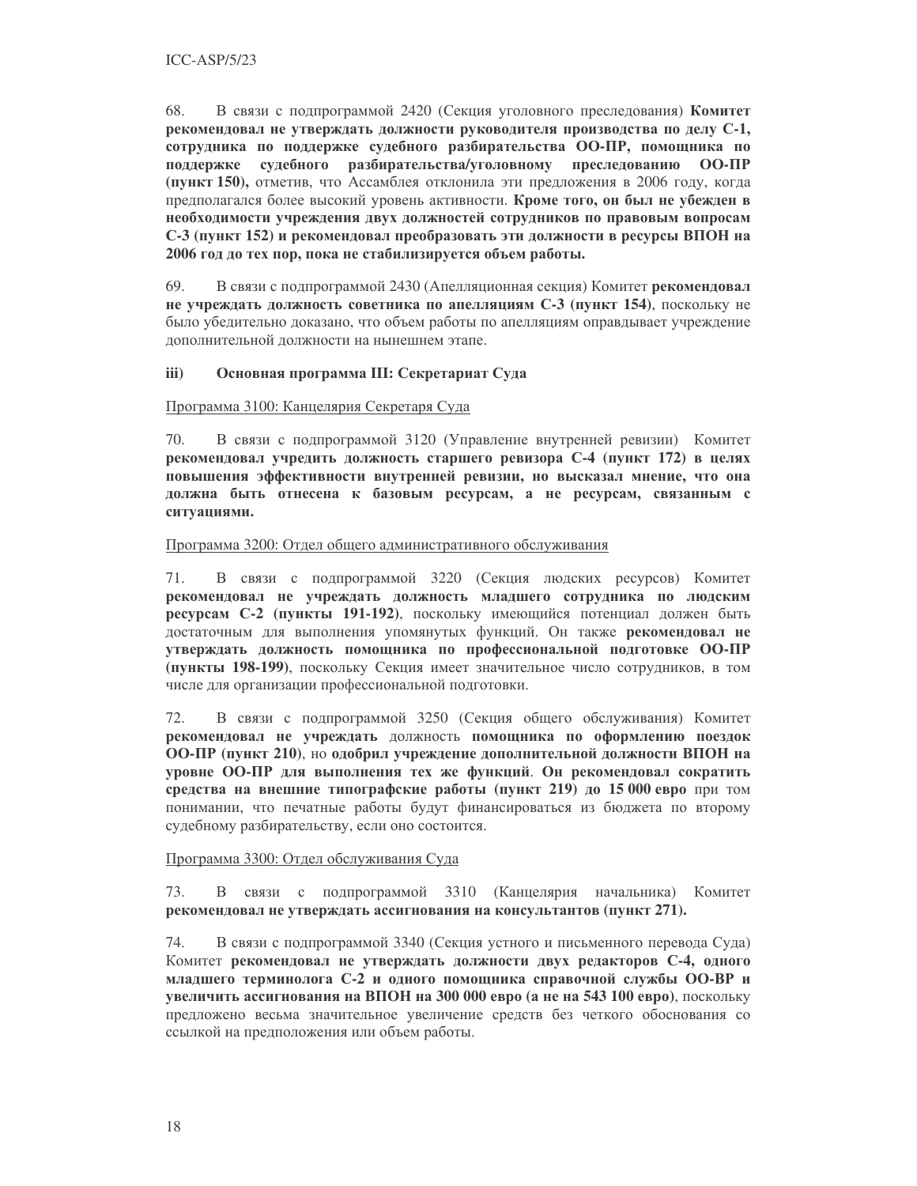68. В связи с подпрограммой 2420 (Секция уголовного преследования) **Комитет рекомендовал не утверждать должности руководителя производства по делу С-1, сотрудника по поддержке судебного разбирательства ОО-ПР, помощника по поддержке судебного разбирательства/уголовному преследованию ОО-ПР (пункт 150),** отметив, что Ассамблея отклонила эти предложения в 2006 году, когда предполагался более высокий уровень активности. **Кроме того, он был не убежден в необходимости учреждения двух должностей сотрудников по правовым вопросам С-3 (пункт 152) и рекомендовал преобразовать эти должности в ресурсы ВПОН на 2006 год до тех пор, пока не стабилизируется объем работы.**

69. В связи с подпрограммой 2430 (Апелляционная секция) Комитет **рекомендовал не учреждать должность советника по апелляциям С-3 (пункт 154)**, поскольку не было убедительно доказано, что объем работы по апелляциям оправдывает учреждение дополнительной должности на нынешнем этапе.

### iii) Основная программа III: Секретариат Суда

Программа 3100: Канцелярия Секретаря Суда

70. В связи с подпрограммой 3120 (Управление внутренней ревизии) Комитет **рекомендовал учредить должность старшего ревизора С-4 (пункт 172) в целях повышения эффективности внутренней ревизии, но высказал мнение, что она должна быть отнесена к базовым ресурсам, а не ресурсам, связанным с ситуациями.**

Программа 3200: Отдел общего административного обслуживания

71. В связи с подпрограммой 3220 (Секция людских ресурсов) Комитет **рекомендовал не учреждать должность младшего сотрудника по людским ресурсам С-2 (пункты 191-192)**, поскольку имеющийся потенциал должен быть достаточным для выполнения упомянутых функций. Он также **рекомендовал не утверждать должность помощника по профессиональной подготовке ОО-ПР (пункты 198-199)**, поскольку Секция имеет значительное число сотрудников, в том числе для организации профессиональной подготовки.

72. В связи с подпрограммой 3250 (Секция общего обслуживания) Комитет **рекомендовал не учреждать** должность **помощника по оформлению поездок ОО-ПР (пункт 210)**, но **одобрил учреждение дополнительной должности ВПОН на уровне ОО-ПР для выполнения тех же функций**. **Он рекомендовал сократить средства на внешние типографские работы (пункт 219) до 15 000 евро** при том понимании, что печатные работы будут финансироваться из бюджета по второму судебному разбирательству, если оно состоится.

Программа 3300: Отдел обслуживания Суда

73. В связи с подпрограммой 3310 (Канцелярия начальника) Комитет **рекомендовал не утверждать ассигнования на консультантов (пункт 271).**

74. В связи с подпрограммой 3340 (Секция устного и письменного перевода Суда) Комитет **рекомендовал не утверждать должности двух редакторов С-4, одного младшего терминолога С-2 и одного помощника справочной службы ОО-ВР и увеличить ассигнования на ВПОН на 300 000 евро (а не на 543 100 евро)**, поскольку предложено весьма значительное увеличение средств без четкого обоснования со ссылкой на предположения или объем работы.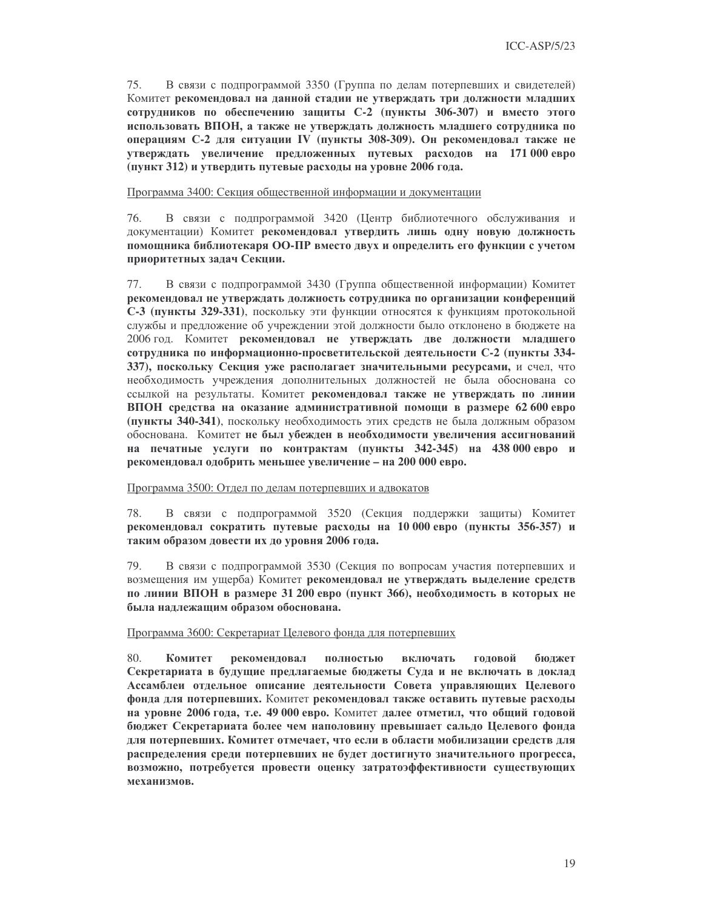75. В связи с подпрограммой 3350 (Группа по делам потерпевших и свидетелей) Комитет **рекомендовал на данной стадии не утверждать три должности младших сотрудников по обеспечению защиты С-2 (пункты 306-307) и вместо этого использовать ВПОН, а также не утверждать должность младшего сотрудника по операциям С-2 для ситуации IV (пункты 308-309). Он рекомендовал также не утверждать увеличение предложенных путевых расходов на 171 000 евро (пункт 312) и утвердить путевые расходы на уровне 2006 года.**

Программа 3400: Секция общественной информации и документации

76. В связи с подпрограммой 3420 (Центр библиотечного обслуживания и документации) Комитет **рекомендовал утвердить лишь одну новую должность помощника библиотекаря ОО-ПР вместо двух и определить его функции с учетом приоритетных задач Секции.**

77. В связи с подпрограммой 3430 (Группа общественной информации) Комитет **рекомендовал не утверждать должность сотрудника по организации конференций С-3 (пункты 329-331)**, поскольку эти функции относятся к функциям протокольной службы и предложение об учреждении этой должности было отклонено в бюджете на 2006 год. Комитет **рекомендовал не утверждать две должности младшего сотрудника по информационно-просветительской деятельности С-2 (пункты 334-337), поскольку Секция уже располагает значительными ресурсами,** и счел, что необходимость учреждения дополнительных должностей не была обоснована со ссылкой на результаты. Комитет **рекомендовал также не утверждать по линии ВПОН средства на оказание административной помощи в размере 62 600 евро (пункты 340-341)**, поскольку необходимость этих средств не была должным образом обоснована. Комитет **не был убежден в необходимости увеличения ассигнований на печатные услуги по контрактам (пункты 342-345) на 438 000 евро и рекомендовал одобрить меньшее увеличение – на 200 000 евро.**

Программа 3500: Отдел по делам потерпевших и адвокатов

78. В связи с подпрограммой 3520 (Секция поддержки защиты) Комитет **рекомендовал сократить путевые расходы на 10 000 евро (пункты 356-357) и таким образом довести их до уровня 2006 года.**

79. В связи с подпрограммой 3530 (Секция по вопросам участия потерпевших и возмещения им ущерба) Комитет **рекомендовал не утверждать выделение средств по линии ВПОН в размере 31 200 евро (пункт 366), необходимость в которых не была надлежащим образом обоснована.**

Программа 3600: Секретариат Целевого фонда для потерпевших

80. **Комитет рекомендовал полностью включать годовой бюджет Секретариата в будущие предлагаемые бюджеты Суда и не включать в доклад Ассамблеи отдельное описание деятельности Совета управляющих Целевого фонда для потерпевших.** Комитет **рекомендовал также оставить путевые расходы на уровне 2006 года, т.е. 49 000 евро.** Комитет **далее отметил, что общий годовой бюджет Секретариата более чем наполовину превышает сальдо Целевого фонда для потерпевших. Комитет отмечает, что если в области мобилизации средств для распределения среди потерпевших не будет достигнуто значительного прогресса, возможно, потребуется провести оценку затратоэффективности существующих механизмов.**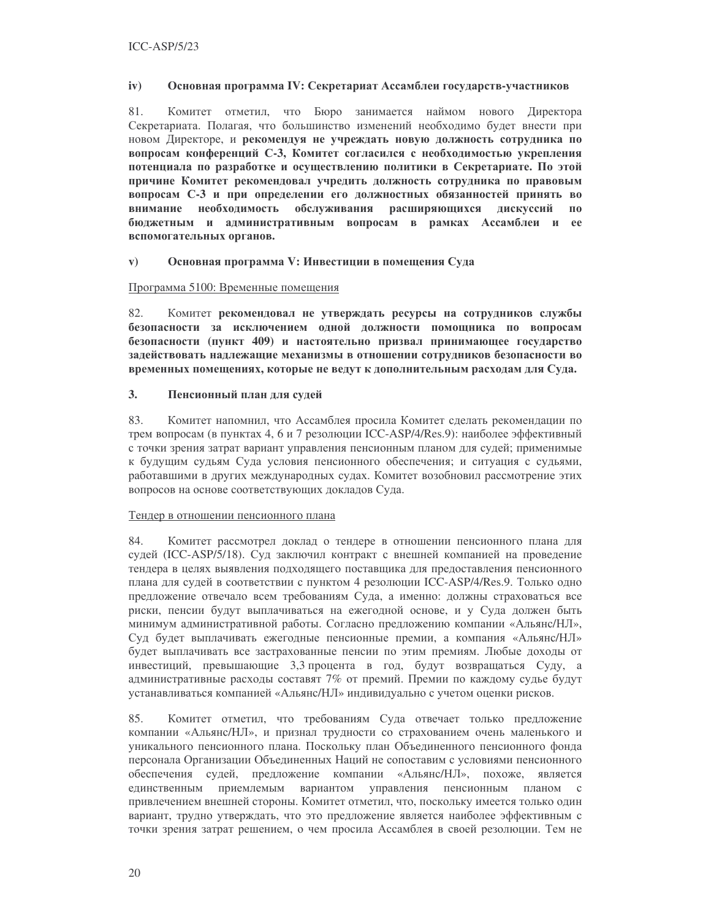### iv) Основная программа IV: Секретариат Ассамблеи государств-участников

81. Комитет отметил, что Бюро занимается наймом нового Директора Секретариата. Полагая, что большинство изменений необходимо будет внести при новом Директоре, и **рекомендуя не учреждать новую должность сотрудника по вопросам конференций С-3, Комитет согласился с необходимостью укрепления потенциала по разработке и осуществлению политики в Секретариате. По этой причине Комитет рекомендовал учредить должность сотрудника по правовым вопросам С-3 и при определении его должностных обязанностей принять во внимание необходимость обслуживания расширяющихся дискуссий по бюджетным и административным вопросам в рамках Ассамблеи и ее вспомогательных органов.**

### v) Основная программа V: Инвестиции в помещения Суда

Программа 5100: Временные помещения

82. Комитет **рекомендовал не утверждать ресурсы на сотрудников службы безопасности за исключением одной должности помощника по вопросам безопасности (пункт 409) и настоятельно призвал принимающее государство задействовать надлежащие механизмы в отношении сотрудников безопасности во временных помещениях, которые не ведут к дополнительным расходам для Суда.**

## 3. Пенсионный план для судей

83. Комитет напомнил, что Ассамблея просила Комитет сделать рекомендации по трем вопросам (в пунктах 4, 6 и 7 резолюции ICC-ASP/4/Res.9): наиболее эффективный с точки зрения затрат вариант управления пенсионным планом для судей; применимые к будущим судьям Суда условия пенсионного обеспечения; и ситуация с судьями, работавшими в других международных судах. Комитет возобновил рассмотрение этих вопросов на основе соответствующих докладов Суда.

Тендер в отношении пенсионного плана

84. Комитет рассмотрел доклад о тендере в отношении пенсионного плана для судей (ICC-ASP/5/18). Суд заключил контракт с внешней компанией на проведение тендера в целях выявления подходящего поставщика для предоставления пенсионного плана для судей в соответствии с пунктом 4 резолюции ICC-ASP/4/Res.9. Только одно предложение отвечало всем требованиям Суда, а именно: должны страховаться все риски, пенсии будут выплачиваться на ежегодной основе, и у Суда должен быть минимум административной работы. Согласно предложению компании «Альянс/НЛ», Суд будет выплачивать ежегодные пенсионные премии, а компания «Альянс/НЛ» будет выплачивать все застрахованные пенсии по этим премиям. Любые доходы от инвестиций, превышающие 3,3 процента в год, будут возвращаться Суду, а административные расходы составят 7% от премий. Премии по каждому судье будут устанавливаться компанией «Альянс/НЛ» индивидуально с учетом оценки рисков.

85. Комитет отметил, что требованиям Суда отвечает только предложение компании «Альянс/НЛ», и признал трудности со страхованием очень маленького и уникального пенсионного плана. Поскольку план Объединенного пенсионного фонда персонала Организации Объединенных Наций не сопоставим с условиями пенсионного обеспечения судей, предложение компании «Альянс/НЛ», похоже, является единственным приемлемым вариантом управления пенсионным планом с привлечением внешней стороны. Комитет отметил, что, поскольку имеется только один вариант, трудно утверждать, что это предложение является наиболее эффективным с точки зрения затрат решением, о чем просила Ассамблея в своей резолюции. Тем не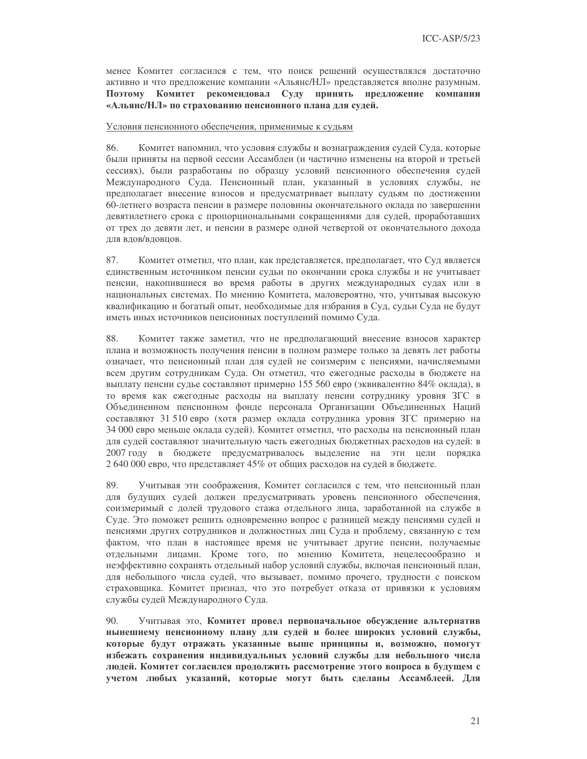менее Комитет согласился с тем, что поиск решений осуществлялся достаточно активно и что предложение компании «Альянс/НЛ» представляется вполне разумным. **Поэтому Комитет рекомендовал Суду принять предложение компании «Альянс/НЛ» по страхованию пенсионного плана для судей.**

Условия пенсионного обеспечения, применимые к судьям

86. Комитет напомнил, что условия службы и вознаграждения судей Суда, которые были приняты на первой сессии Ассамблеи (и частично изменены на второй и третьей сессиях), были разработаны по образцу условий пенсионного обеспечения судей Международного Суда. Пенсионный план, указанный в условиях службы, не предполагает внесение взносов и предусматривает выплату судьям по достижении 60-летнего возраста пенсии в размере половины окончательного оклада по завершении девятилетнего срока с пропорциональными сокращениями для судей, проработавших от трех до девяти лет, и пенсии в размере одной четвертой от окончательного дохода для вдов/вдовцов.

87. Комитет отметил, что план, как представляется, предполагает, что Суд является единственным источником пенсии судьи по окончании срока службы и не учитывает пенсии, накопившиеся во время работы в других международных судах или в национальных системах. По мнению Комитета, маловероятно, что, учитывая высокую квалификацию и богатый опыт, необходимые для избрания в Суд, судьи Суда не будут иметь иных источников пенсионных поступлений помимо Суда.

88. Комитет также заметил, что не предполагающий внесение взносов характер плана и возможность получения пенсии в полном размере только за девять лет работы означает, что пенсионный план для судей не соизмерим с пенсиями, начисляемыми всем другим сотрудникам Суда. Он отметил, что ежегодные расходы в бюджете на выплату пенсии судье составляют примерно 155 560 евро (эквивалентно 84% оклада), в то время как ежегодные расходы на выплату пенсии сотруднику уровня ЗГС в Объединенном пенсионном фонде персонала Организации Объединенных Наций составляют 31 510 евро (хотя размер оклада сотрудника уровня ЗГС примерно на 34 000 евро меньше оклада судей). Комитет отметил, что расходы на пенсионный план для судей составляют значительную часть ежегодных бюджетных расходов на судей: в 2007 году в бюджете предусматривалось выделение на эти цели порядка 2 640 000 евро, что представляет 45% от общих расходов на судей в бюджете.

89. Учитывая эти соображения, Комитет согласился с тем, что пенсионный план для будущих судей должен предусматривать уровень пенсионного обеспечения, соизмеримый с долей трудового стажа отдельного лица, заработанной на службе в Суде. Это поможет решить одновременно вопрос с разницей между пенсиями судей и пенсиями других сотрудников и должностных лиц Суда и проблему, связанную с тем фактом, что план в настоящее время не учитывает другие пенсии, получаемые отдельными лицами. Кроме того, по мнению Комитета, нецелесообразно и неэффективно сохранять отдельный набор условий службы, включая пенсионный план, для небольшого числа судей, что вызывает, помимо прочего, трудности с поиском страховщика. Комитет признал, что это потребует отказа от привязки к условиям службы судей Международного Суда.

90. Учитывая это, **Комитет провел первоначальное обсуждение альтернатив нынешнему пенсионному плану для судей и более широких условий службы, которые будут отражать указанные выше принципы и, возможно, помогут избежать сохранения индивидуальных условий службы для небольшого числа людей. Комитет согласился продолжить рассмотрение этого вопроса в будущем с учетом любых указаний, которые могут быть сделаны Ассамблеей. Для**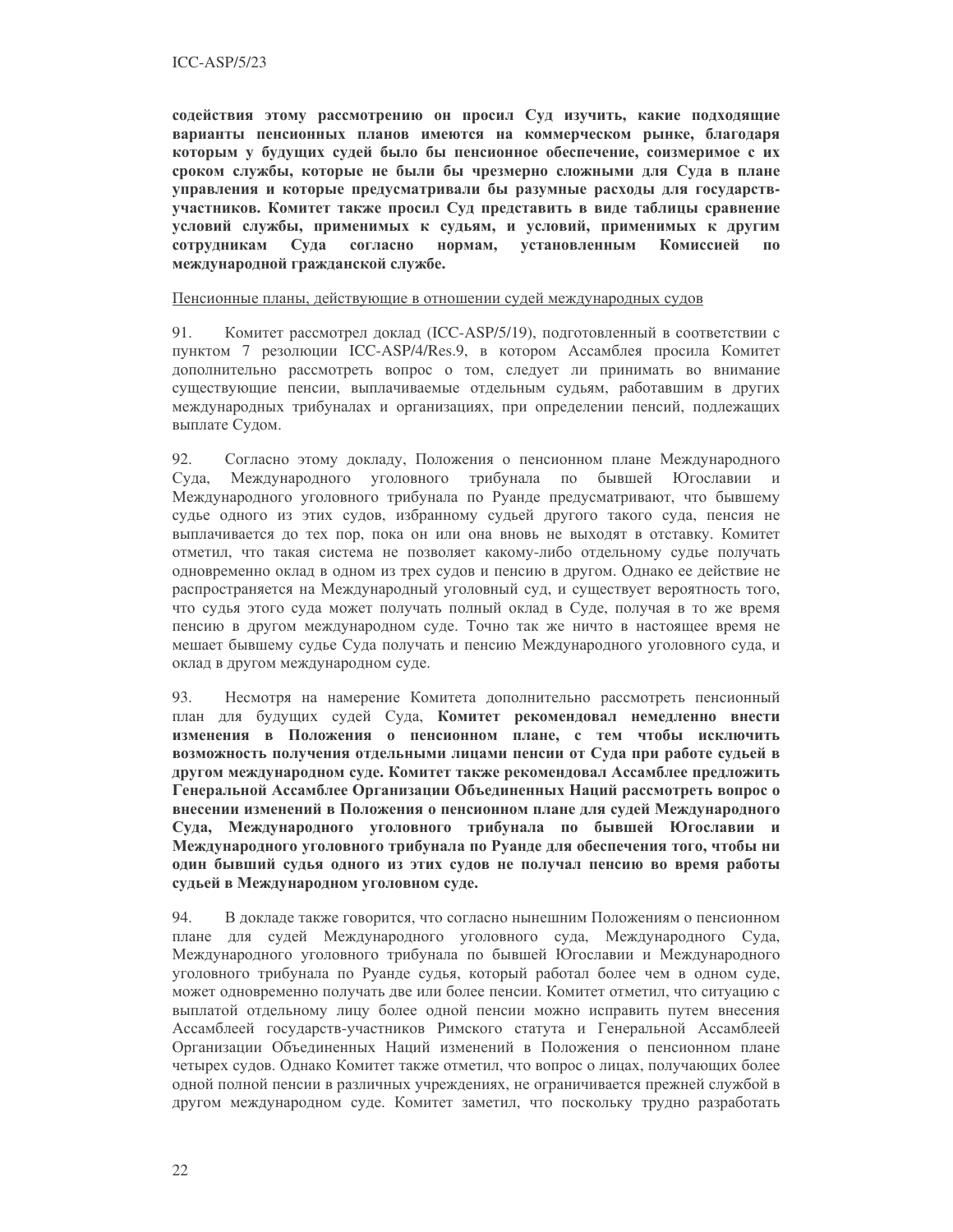**содействия этому рассмотрению он просил Суд изучить, какие подходящие варианты пенсионных планов имеются на коммерческом рынке, благодаря которым у будущих судей было бы пенсионное обеспечение, соизмеримое с их сроком службы, которые не были бы чрезмерно сложными для Суда в плане управления и которые предусматривали бы разумные расходы для государств-участников. Комитет также просил Суд представить в виде таблицы сравнение условий службы, применимых к судьям, и условий, применимых к другим сотрудникам Суда согласно нормам, установленным Комиссией по международной гражданской службе.**

Пенсионные планы, действующие в отношении судей международных судов

91. Комитет рассмотрел доклад (ICC-ASP/5/19), подготовленный в соответствии с пунктом 7 резолюции ICC-ASP/4/Res.9, в котором Ассамблея просила Комитет дополнительно рассмотреть вопрос о том, следует ли принимать во внимание существующие пенсии, выплачиваемые отдельным судьям, работавшим в других международных трибуналах и организациях, при определении пенсий, подлежащих выплате Судом.

92. Согласно этому докладу, Положения о пенсионном плане Международного Суда, Международного уголовного трибунала по бывшей Югославии и Международного уголовного трибунала по Руанде предусматривают, что бывшему судье одного из этих судов, избранному судьей другого такого суда, пенсия не выплачивается до тех пор, пока он или она вновь не выходят в отставку. Комитет отметил, что такая система не позволяет какому-либо отдельному судье получать одновременно оклад в одном из трех судов и пенсию в другом. Однако ее действие не распространяется на Международный уголовный суд, и существует вероятность того, что судья этого суда может получать полный оклад в Суде, получая в то же время пенсию в другом международном суде. Точно так же ничто в настоящее время не мешает бывшему судье Суда получать и пенсию Международного уголовного суда, и оклад в другом международном суде.

93. Несмотря на намерение Комитета дополнительно рассмотреть пенсионный план для будущих судей Суда, **Комитет рекомендовал немедленно внести изменения в Положения о пенсионном плане, с тем чтобы исключить возможность получения отдельными лицами пенсии от Суда при работе судьей в другом международном суде. Комитет также рекомендовал Ассамблее предложить Генеральной Ассамблее Организации Объединенных Наций рассмотреть вопрос о внесении изменений в Положения о пенсионном плане для судей Международного Суда, Международного уголовного трибунала по бывшей Югославии и Международного уголовного трибунала по Руанде для обеспечения того, чтобы ни один бывший судья одного из этих судов не получал пенсию во время работы судьей в Международном уголовном суде.**

94. В докладе также говорится, что согласно нынешним Положениям о пенсионном плане для судей Международного уголовного суда, Международного Суда, Международного уголовного трибунала по бывшей Югославии и Международного уголовного трибунала по Руанде судья, который работал более чем в одном суде, может одновременно получать две или более пенсии. Комитет отметил, что ситуацию с выплатой отдельному лицу более одной пенсии можно исправить путем внесения Ассамблеей государств-участников Римского статута и Генеральной Ассамблеей Организации Объединенных Наций изменений в Положения о пенсионном плане четырех судов. Однако Комитет также отметил, что вопрос о лицах, получающих более одной полной пенсии в различных учреждениях, не ограничивается прежней службой в другом международном суде. Комитет заметил, что поскольку трудно разработать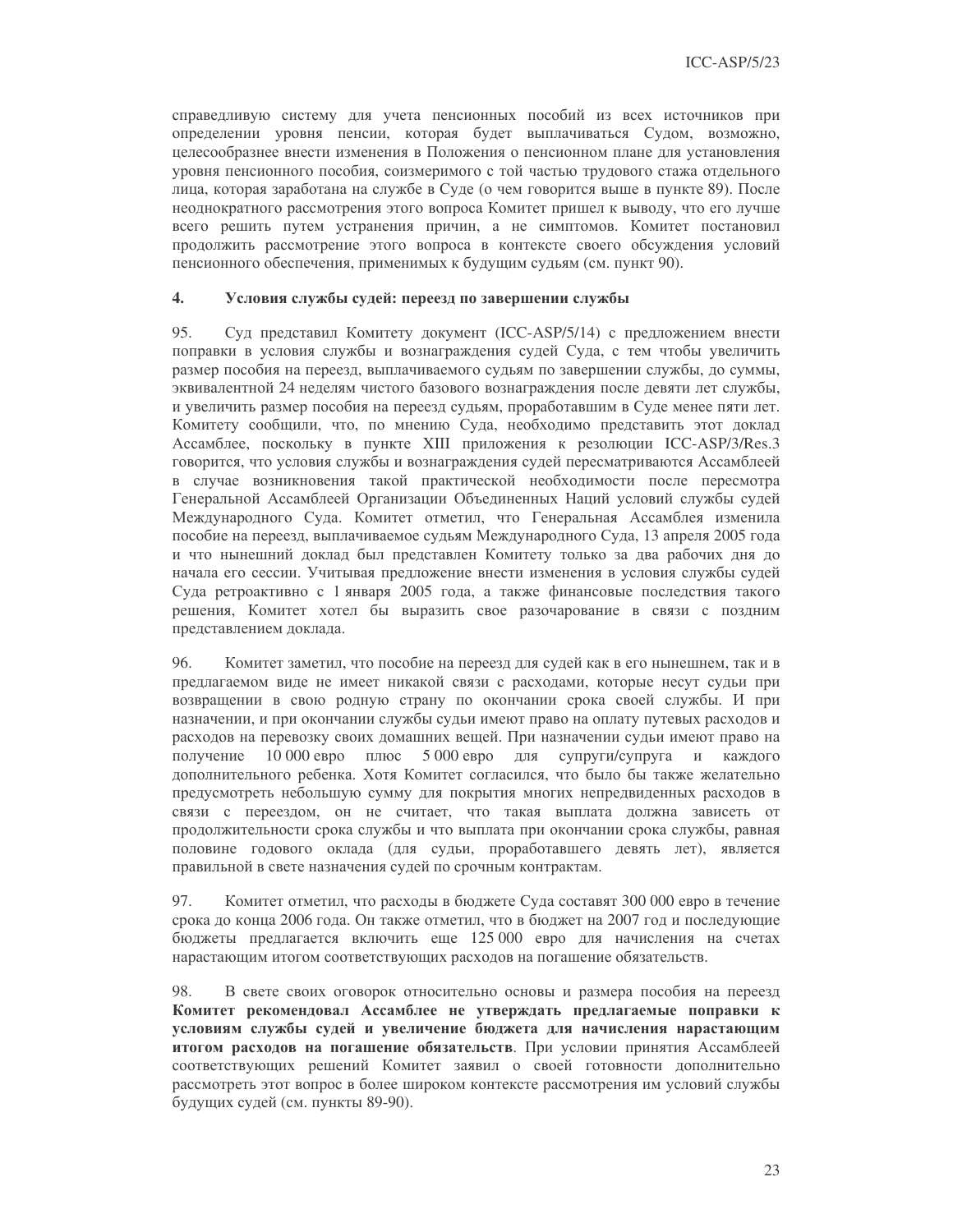справедливую систему для учета пенсионных пособий из всех источников при определении уровня пенсии, которая будет выплачиваться Судом, возможно, целесообразнее внести изменения в Положения о пенсионном плане для установления уровня пенсионного пособия, соизмеримого с той частью трудового стажа отдельного лица, которая заработана на службе в Суде (о чем говорится выше в пункте 89). После неоднократного рассмотрения этого вопроса Комитет пришел к выводу, что его лучше всего решить путем устранения причин, а не симптомов. Комитет постановил продолжить рассмотрение этого вопроса в контексте своего обсуждения условий пенсионного обеспечения, применимых к будущим судьям (см. пункт 90).

## 4. Условия службы судей: переезд по завершении службы

95. Суд представил Комитету документ (ICC-ASP/5/14) с предложением внести поправки в условия службы и вознаграждения судей Суда, с тем чтобы увеличить размер пособия на переезд, выплачиваемого судьям по завершении службы, до суммы, эквивалентной 24 неделям чистого базового вознаграждения после девяти лет службы, и увеличить размер пособия на переезд судьям, проработавшим в Суде менее пяти лет. Комитету сообщили, что, по мнению Суда, необходимо представить этот доклад Ассамблее, поскольку в пункте XIII приложения к резолюции ICC-ASP/3/Res.3 говорится, что условия службы и вознаграждения судей пересматриваются Ассамблеей в случае возникновения такой практической необходимости после пересмотра Генеральной Ассамблеей Организации Объединенных Наций условий службы судей Международного Суда. Комитет отметил, что Генеральная Ассамблея изменила пособие на переезд, выплачиваемое судьям Международного Суда, 13 апреля 2005 года и что нынешний доклад был представлен Комитету только за два рабочих дня до начала его сессии. Учитывая предложение внести изменения в условия службы судей Суда ретроактивно с 1 января 2005 года, а также финансовые последствия такого решения, Комитет хотел бы выразить свое разочарование в связи с поздним представлением доклада.

96. Комитет заметил, что пособие на переезд для судей как в его нынешнем, так и в предлагаемом виде не имеет никакой связи с расходами, которые несут судьи при возвращении в свою родную страну по окончании срока своей службы. И при назначении, и при окончании службы судьи имеют право на оплату путевых расходов и расходов на перевозку своих домашних вещей. При назначении судьи имеют право на получение 10 000 евро плюс 5 000 евро для супруги/супруга и каждого дополнительного ребенка. Хотя Комитет согласился, что было бы также желательно предусмотреть небольшую сумму для покрытия многих непредвиденных расходов в связи с переездом, он не считает, что такая выплата должна зависеть от продолжительности срока службы и что выплата при окончании срока службы, равная половине годового оклада (для судьи, проработавшего девять лет), является правильной в свете назначения судей по срочным контрактам.

97. Комитет отметил, что расходы в бюджете Суда составят 300 000 евро в течение срока до конца 2006 года. Он также отметил, что в бюджет на 2007 год и последующие бюджеты предлагается включить еще 125 000 евро для начисления на счетах нарастающим итогом соответствующих расходов на погашение обязательств.

98. В свете своих оговорок относительно основы и размера пособия на переезд **Комитет рекомендовал Ассамблее не утверждать предлагаемые поправки к условиям службы судей и увеличение бюджета для начисления нарастающим итогом расходов на погашение обязательств**. При условии принятия Ассамблеей соответствующих решений Комитет заявил о своей готовности дополнительно рассмотреть этот вопрос в более широком контексте рассмотрения им условий службы будущих судей (см. пункты 89-90).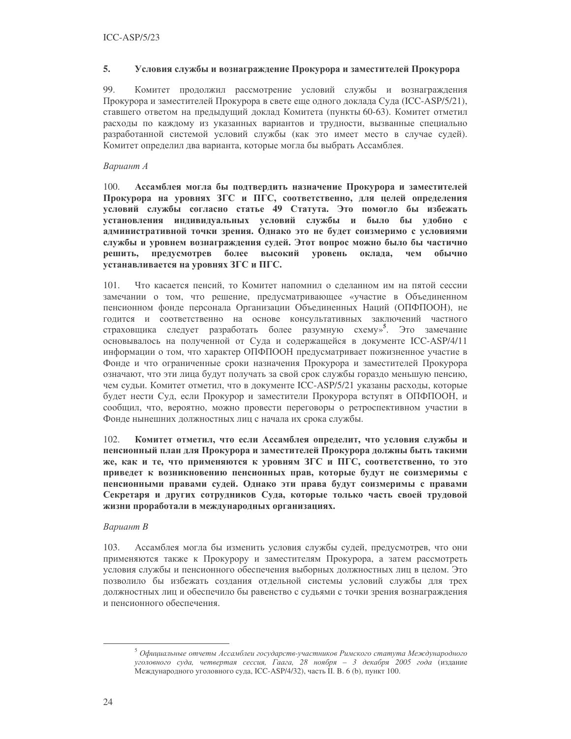## 5. Условия службы и вознаграждение Прокурора и заместителей Прокурора

99. Комитет продолжил рассмотрение условий службы и вознаграждения Прокурора и заместителей Прокурора в свете еще одного доклада Суда (ICC-ASP/5/21), ставшего ответом на предыдущий доклад Комитета (пункты 60-63). Комитет отметил расходы по каждому из указанных вариантов и трудности, вызванные специально разработанной системой условий службы (как это имеет место в случае судей). Комитет определил два варианта, которые могла бы выбрать Ассамблея.

*Вариант А*

100. **Ассамблея могла бы подтвердить назначение Прокурора и заместителей Прокурора на уровнях ЗГС и ПГС, соответственно, для целей определения условий службы согласно статье 49 Статута. Это помогло бы избежать установления индивидуальных условий службы и было бы удобно с административной точки зрения. Однако это не будет соизмеримо с условиями службы и уровнем вознаграждения судей. Этот вопрос можно было бы частично решить, предусмотрев более высокий уровень оклада, чем обычно устанавливается на уровнях ЗГС и ПГС.**

101. Что касается пенсий, то Комитет напомнил о сделанном им на пятой сессии замечании о том, что решение, предусматривающее «участие в Объединенном пенсионном фонде персонала Организации Объединенных Наций (ОПФПООН), не годится и соответственно на основе консультативных заключений частного страховщика следует разработать более разумную схему»[5]. Это замечание основывалось на полученной от Суда и содержащейся в документе ICC-ASP/4/11 информации о том, что характер ОПФПООН предусматривает пожизненное участие в Фонде и что ограниченные сроки назначения Прокурора и заместителей Прокурора означают, что эти лица будут получать за свой срок службы гораздо меньшую пенсию, чем судьи. Комитет отметил, что в документе ICC-ASP/5/21 указаны расходы, которые будет нести Суд, если Прокурор и заместители Прокурора вступят в ОПФПООН, и сообщил, что, вероятно, можно провести переговоры о ретроспективном участии в Фонде нынешних должностных лиц с начала их срока службы.

102. **Комитет отметил, что если Ассамблея определит, что условия службы и пенсионный план для Прокурора и заместителей Прокурора должны быть такими же, как и те, что применяются к уровням ЗГС и ПГС, соответственно, то это приведет к возникновению пенсионных прав, которые будут не соизмеримы с пенсионными правами судей. Однако эти права будут соизмеримы с правами Секретаря и других сотрудников Суда, которые только часть своей трудовой жизни проработали в международных организациях.**

*Вариант В*

103. Ассамблея могла бы изменить условия службы судей, предусмотрев, что они применяются также к Прокурору и заместителям Прокурора, а затем рассмотреть условия службы и пенсионного обеспечения выборных должностных лиц в целом. Это позволило бы избежать создания отдельной системы условий службы для трех должностных лиц и обеспечило бы равенство с судьями с точки зрения вознаграждения и пенсионного обеспечения.

---

[5] *Официальные отчеты Ассамблеи государств-участников Римского статута Международного уголовного суда, четвертая сессия, Гаага, 28 ноября – 3 декабря 2005 года* (издание Международного уголовного суда, ICC-ASP/4/32), часть II. B. 6 (b), пункт 100.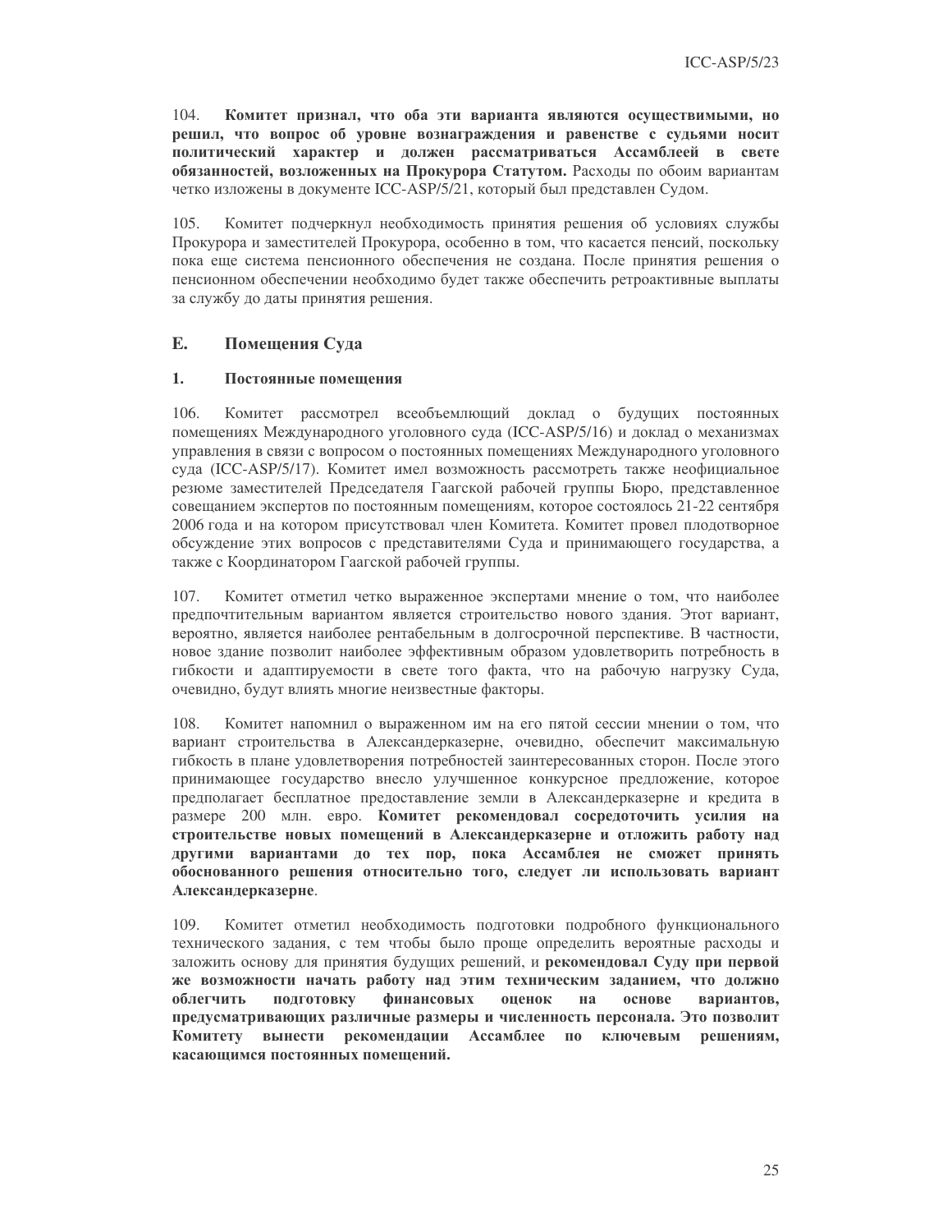104. **Комитет признал, что оба эти варианта являются осуществимыми, но решил, что вопрос об уровне вознаграждения и равенстве с судьями носит политический характер и должен рассматриваться Ассамблеей в свете обязанностей, возложенных на Прокурора Статутом.** Расходы по обоим вариантам четко изложены в документе ICC-ASP/5/21, который был представлен Судом.

105. Комитет подчеркнул необходимость принятия решения об условиях службы Прокурора и заместителей Прокурора, особенно в том, что касается пенсий, поскольку пока еще система пенсионного обеспечения не создана. После принятия решения о пенсионном обеспечении необходимо будет также обеспечить ретроактивные выплаты за службу до даты принятия решения.

## E. Помещения Суда

### 1. Постоянные помещения

106. Комитет рассмотрел всеобъемлющий доклад о будущих постоянных помещениях Международного уголовного суда (ICC-ASP/5/16) и доклад о механизмах управления в связи с вопросом о постоянных помещениях Международного уголовного суда (ICC-ASP/5/17). Комитет имел возможность рассмотреть также неофициальное резюме заместителей Председателя Гаагской рабочей группы Бюро, представленное совещанием экспертов по постоянным помещениям, которое состоялось 21-22 сентября 2006 года и на котором присутствовал член Комитета. Комитет провел плодотворное обсуждение этих вопросов с представителями Суда и принимающего государства, а также с Координатором Гаагской рабочей группы.

107. Комитет отметил четко выраженное экспертами мнение о том, что наиболее предпочтительным вариантом является строительство нового здания. Этот вариант, вероятно, является наиболее рентабельным в долгосрочной перспективе. В частности, новое здание позволит наиболее эффективным образом удовлетворить потребность в гибкости и адаптируемости в свете того факта, что на рабочую нагрузку Суда, очевидно, будут влиять многие неизвестные факторы.

108. Комитет напомнил о выраженном им на его пятой сессии мнении о том, что вариант строительства в Александерказерне, очевидно, обеспечит максимальную гибкость в плане удовлетворения потребностей заинтересованных сторон. После этого принимающее государство внесло улучшенное конкурсное предложение, которое предполагает бесплатное предоставление земли в Александерказерне и кредита в размере 200 млн. евро. **Комитет рекомендовал сосредоточить усилия на строительстве новых помещений в Александерказерне и отложить работу над другими вариантами до тех пор, пока Ассамблея не сможет принять обоснованного решения относительно того, следует ли использовать вариант Александерказерне**.

109. Комитет отметил необходимость подготовки подробного функционального технического задания, с тем чтобы было проще определить вероятные расходы и заложить основу для принятия будущих решений, и **рекомендовал Суду при первой же возможности начать работу над этим техническим заданием, что должно облегчить подготовку финансовых оценок на основе вариантов, предусматривающих различные размеры и численность персонала. Это позволит Комитету вынести рекомендации Ассамблее по ключевым решениям, касающимся постоянных помещений.**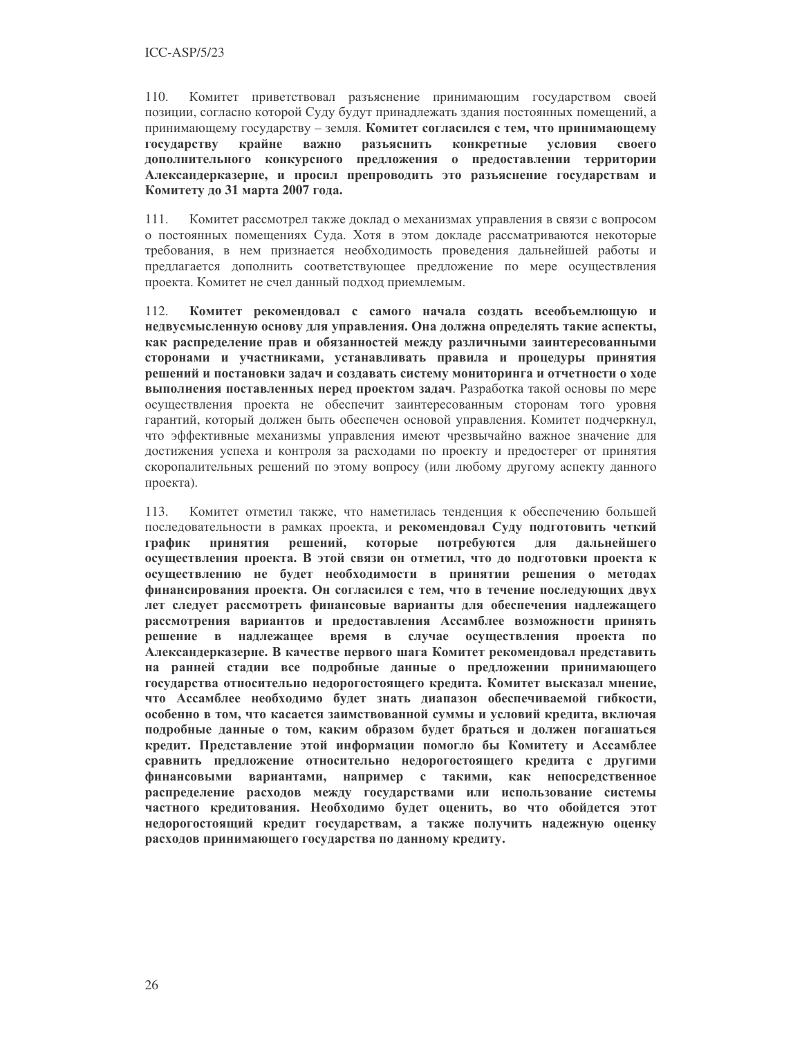110. Комитет приветствовал разъяснение принимающим государством своей позиции, согласно которой Суду будут принадлежать здания постоянных помещений, а принимающему государству – земля. **Комитет согласился с тем, что принимающему государству крайне важно разъяснить конкретные условия своего дополнительного конкурсного предложения о предоставлении территории Александерказерне, и просил препроводить это разъяснение государствам и Комитету до 31 марта 2007 года.**

111. Комитет рассмотрел также доклад о механизмах управления в связи с вопросом о постоянных помещениях Суда. Хотя в этом докладе рассматриваются некоторые требования, в нем признается необходимость проведения дальнейшей работы и предлагается дополнить соответствующее предложение по мере осуществления проекта. Комитет не счел данный подход приемлемым.

112. **Комитет рекомендовал с самого начала создать всеобъемлющую и недвусмысленную основу для управления. Она должна определять такие аспекты, как распределение прав и обязанностей между различными заинтересованными сторонами и участниками, устанавливать правила и процедуры принятия решений и постановки задач и создавать систему мониторинга и отчетности о ходе выполнения поставленных перед проектом задач**. Разработка такой основы по мере осуществления проекта не обеспечит заинтересованным сторонам того уровня гарантий, который должен быть обеспечен основой управления. Комитет подчеркнул, что эффективные механизмы управления имеют чрезвычайно важное значение для достижения успеха и контроля за расходами по проекту и предостерег от принятия скоропалительных решений по этому вопросу (или любому другому аспекту данного проекта).

113. Комитет отметил также, что наметилась тенденция к обеспечению большей последовательности в рамках проекта, и **рекомендовал Суду подготовить четкий график принятия решений, которые потребуются для дальнейшего осуществления проекта. В этой связи он отметил, что до подготовки проекта к осуществлению не будет необходимости в принятии решения о методах финансирования проекта. Он согласился с тем, что в течение последующих двух лет следует рассмотреть финансовые варианты для обеспечения надлежащего рассмотрения вариантов и предоставления Ассамблее возможности принять решение в надлежащее время в случае осуществления проекта по Александерказерне. В качестве первого шага Комитет рекомендовал представить на ранней стадии все подробные данные о предложении принимающего государства относительно недорогостоящего кредита. Комитет высказал мнение, что Ассамблее необходимо будет знать диапазон обеспечиваемой гибкости, особенно в том, что касается заимствованной суммы и условий кредита, включая подробные данные о том, каким образом будет браться и должен погашаться кредит. Представление этой информации помогло бы Комитету и Ассамблее сравнить предложение относительно недорогостоящего кредита с другими финансовыми вариантами, например с такими, как непосредственное распределение расходов между государствами или использование системы частного кредитования. Необходимо будет оценить, во что обойдется этот недорогостоящий кредит государствам, а также получить надежную оценку расходов принимающего государства по данному кредиту.**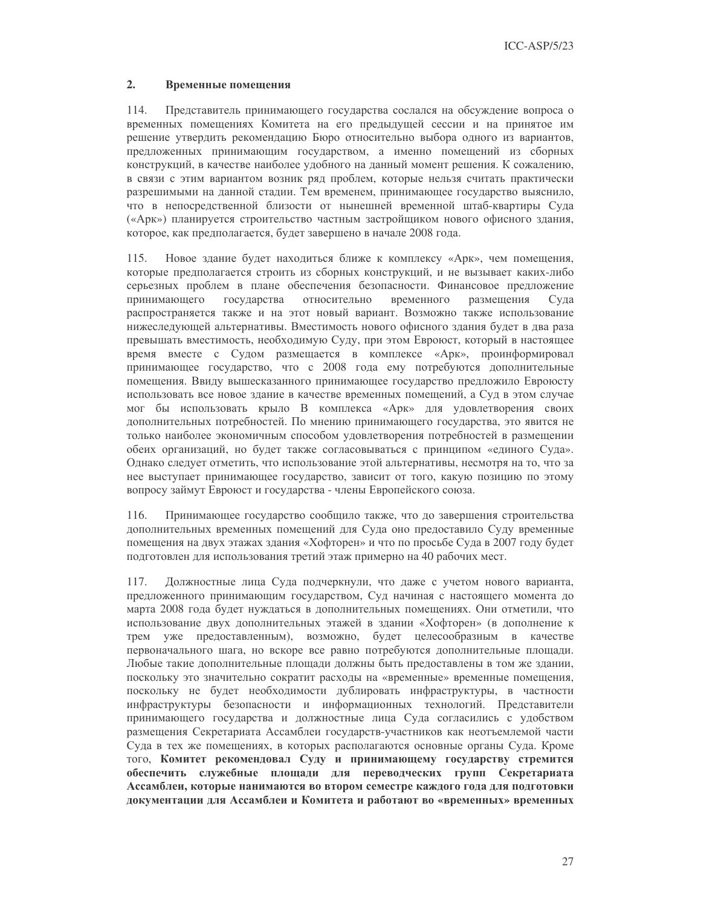## 2. Временные помещения

114. Представитель принимающего государства сослался на обсуждение вопроса о временных помещениях Комитета на его предыдущей сессии и на принятое им решение утвердить рекомендацию Бюро относительно выбора одного из вариантов, предложенных принимающим государством, а именно помещений из сборных конструкций, в качестве наиболее удобного на данный момент решения. К сожалению, в связи с этим вариантом возник ряд проблем, которые нельзя считать практически разрешимыми на данной стадии. Тем временем, принимающее государство выяснило, что в непосредственной близости от нынешней временной штаб-квартиры Суда («Арк») планируется строительство частным застройщиком нового офисного здания, которое, как предполагается, будет завершено в начале 2008 года.

115. Новое здание будет находиться ближе к комплексу «Арк», чем помещения, которые предполагается строить из сборных конструкций, и не вызывает каких-либо серьезных проблем в плане обеспечения безопасности. Финансовое предложение принимающего государства относительно временного размещения Суда распространяется также и на этот новый вариант. Возможно также использование нижеследующей альтернативы. Вместимость нового офисного здания будет в два раза превышать вместимость, необходимую Суду, при этом Евроюст, который в настоящее время вместе с Судом размещается в комплексе «Арк», проинформировал принимающее государство, что с 2008 года ему потребуются дополнительные помещения. Ввиду вышесказанного принимающее государство предложило Евроюсту использовать все новое здание в качестве временных помещений, а Суд в этом случае мог бы использовать крыло В комплекса «Арк» для удовлетворения своих дополнительных потребностей. По мнению принимающего государства, это явится не только наиболее экономичным способом удовлетворения потребностей в размещении обеих организаций, но будет также согласовываться с принципом «единого Суда». Однако следует отметить, что использование этой альтернативы, несмотря на то, что за нее выступает принимающее государство, зависит от того, какую позицию по этому вопросу займут Евроюст и государства - члены Европейского союза.

116. Принимающее государство сообщило также, что до завершения строительства дополнительных временных помещений для Суда оно предоставило Суду временные помещения на двух этажах здания «Хофторен» и что по просьбе Суда в 2007 году будет подготовлен для использования третий этаж примерно на 40 рабочих мест.

117. Должностные лица Суда подчеркнули, что даже с учетом нового варианта, предложенного принимающим государством, Суд начиная с настоящего момента до марта 2008 года будет нуждаться в дополнительных помещениях. Они отметили, что использование двух дополнительных этажей в здании «Хофторен» (в дополнение к трем уже предоставленным), возможно, будет целесообразным в качестве первоначального шага, но вскоре все равно потребуются дополнительные площади. Любые такие дополнительные площади должны быть предоставлены в том же здании, поскольку это значительно сократит расходы на «временные» временные помещения, поскольку не будет необходимости дублировать инфраструктуры, в частности инфраструктуры безопасности и информационных технологий. Представители принимающего государства и должностные лица Суда согласились с удобством размещения Секретариата Ассамблеи государств-участников как неотъемлемой части Суда в тех же помещениях, в которых располагаются основные органы Суда. Кроме того, **Комитет рекомендовал Суду и принимающему государству стремится обеспечить служебные площади для переводческих групп Секретариата Ассамблеи, которые нанимаются во втором семестре каждого года для подготовки документации для Ассамблеи и Комитета и работают во «временных» временных**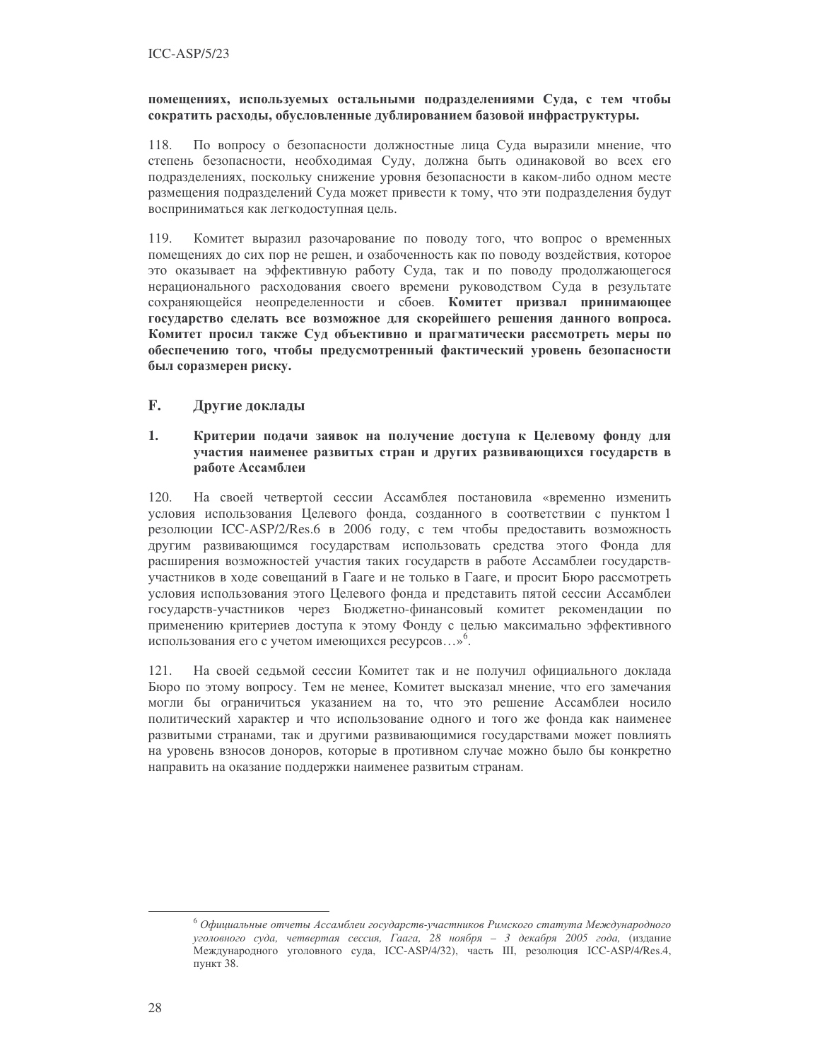**помещениях, используемых остальными подразделениями Суда, с тем чтобы сократить расходы, обусловленные дублированием базовой инфраструктуры.**

118. По вопросу о безопасности должностные лица Суда выразили мнение, что степень безопасности, необходимая Суду, должна быть одинаковой во всех его подразделениях, поскольку снижение уровня безопасности в каком-либо одном месте размещения подразделений Суда может привести к тому, что эти подразделения будут восприниматься как легкодоступная цель.

119. Комитет выразил разочарование по поводу того, что вопрос о временных помещениях до сих пор не решен, и озабоченность как по поводу воздействия, которое это оказывает на эффективную работу Суда, так и по поводу продолжающегося нерационального расходования своего времени руководством Суда в результате сохраняющейся неопределенности и сбоев. **Комитет призвал принимающее государство сделать все возможное для скорейшего решения данного вопроса. Комитет просил также Суд объективно и прагматически рассмотреть меры по обеспечению того, чтобы предусмотренный фактический уровень безопасности был соразмерен риску.**

## F. Другие доклады

### 1. Критерии подачи заявок на получение доступа к Целевому фонду для участия наименее развитых стран и других развивающихся государств в работе Ассамблеи

120. На своей четвертой сессии Ассамблея постановила «временно изменить условия использования Целевого фонда, созданного в соответствии с пунктом 1 резолюции ICC-ASP/2/Res.6 в 2006 году, с тем чтобы предоставить возможность другим развивающимся государствам использовать средства этого Фонда для расширения возможностей участия таких государств в работе Ассамблеи государств-участников в ходе совещаний в Гааге и не только в Гааге, и просит Бюро рассмотреть условия использования этого Целевого фонда и представить пятой сессии Ассамблеи государств-участников через Бюджетно-финансовый комитет рекомендации по применению критериев доступа к этому Фонду с целью максимально эффективного использования его с учетом имеющихся ресурсов…»[6].

121. На своей седьмой сессии Комитет так и не получил официального доклада Бюро по этому вопросу. Тем не менее, Комитет высказал мнение, что его замечания могли бы ограничиться указанием на то, что это решение Ассамблеи носило политический характер и что использование одного и того же фонда как наименее развитыми странами, так и другими развивающимися государствами может повлиять на уровень взносов доноров, которые в противном случае можно было бы конкретно направить на оказание поддержки наименее развитым странам.

---

[6] *Официальные отчеты Ассамблеи государств-участников Римского статута Международного уголовного суда, четвертая сессия, Гаага, 28 ноября – 3 декабря 2005 года,* (издание Международного уголовного суда, ICC-ASP/4/32), часть III, резолюция ICC-ASP/4/Res.4, пункт 38.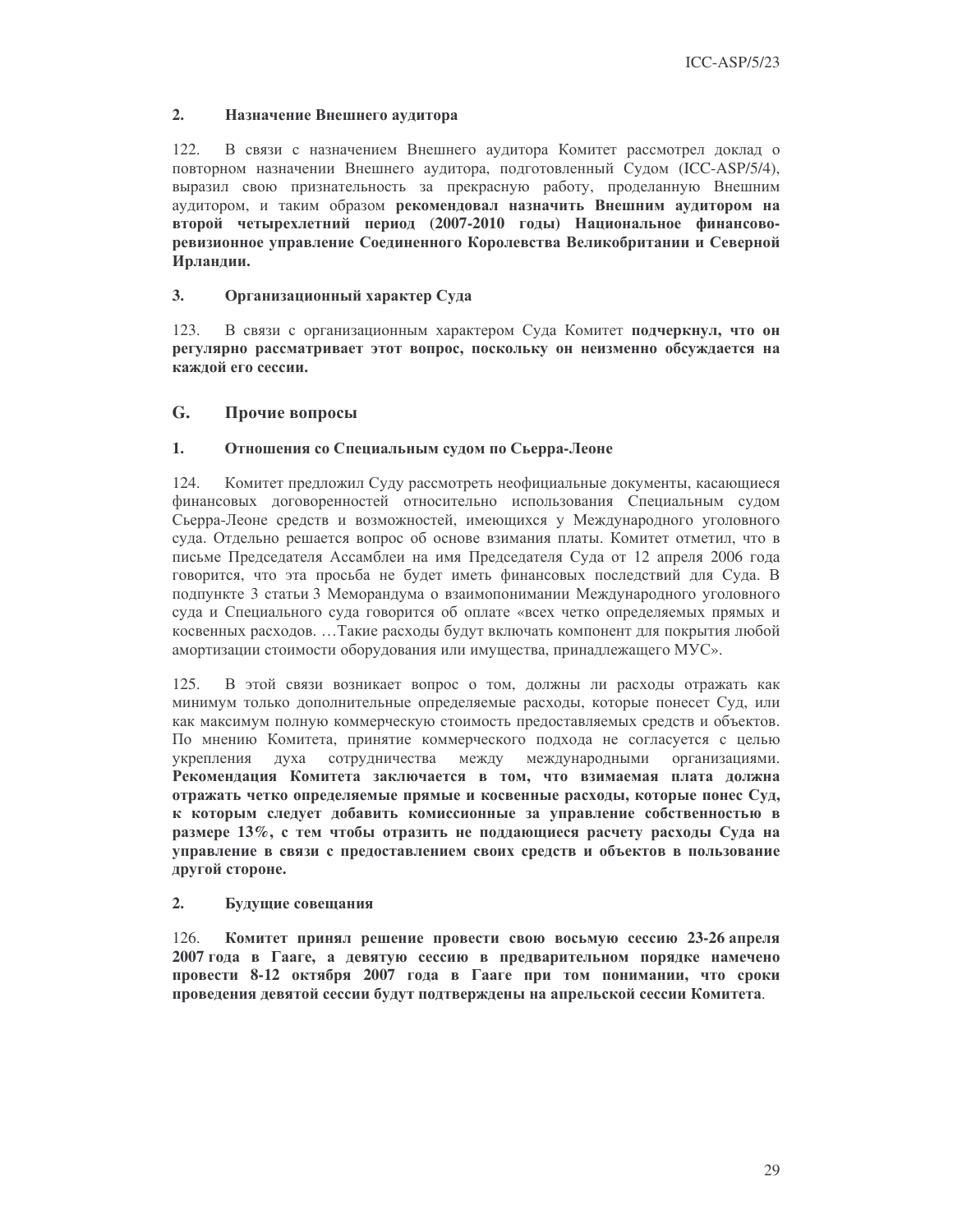### 2. Назначение Внешнего аудитора

122. В связи с назначением Внешнего аудитора Комитет рассмотрел доклад о повторном назначении Внешнего аудитора, подготовленный Судом (ICC-ASP/5/4), выразил свою признательность за прекрасную работу, проделанную Внешним аудитором, и таким образом **рекомендовал назначить Внешним аудитором на второй четырехлетний период (2007-2010 годы) Национальное финансово-ревизионное управление Соединенного Королевства Великобритании и Северной Ирландии.**

### 3. Организационный характер Суда

123. В связи с организационным характером Суда Комитет **подчеркнул, что он регулярно рассматривает этот вопрос, поскольку он неизменно обсуждается на каждой его сессии.**

## G. Прочие вопросы

### 1. Отношения со Специальным судом по Сьерра-Леоне

124. Комитет предложил Суду рассмотреть неофициальные документы, касающиеся финансовых договоренностей относительно использования Специальным судом Сьерра-Леоне средств и возможностей, имеющихся у Международного уголовного суда. Отдельно решается вопрос об основе взимания платы. Комитет отметил, что в письме Председателя Ассамблеи на имя Председателя Суда от 12 апреля 2006 года говорится, что эта просьба не будет иметь финансовых последствий для Суда. В подпункте 3 статьи 3 Меморандума о взаимопонимании Международного уголовного суда и Специального суда говорится об оплате «всех четко определяемых прямых и косвенных расходов. …Такие расходы будут включать компонент для покрытия любой амортизации стоимости оборудования или имущества, принадлежащего МУС».

125. В этой связи возникает вопрос о том, должны ли расходы отражать как минимум только дополнительные определяемые расходы, которые понесет Суд, или как максимум полную коммерческую стоимость предоставляемых средств и объектов. По мнению Комитета, принятие коммерческого подхода не согласуется с целью укрепления духа сотрудничества между международными организациями. **Рекомендация Комитета заключается в том, что взимаемая плата должна отражать четко определяемые прямые и косвенные расходы, которые понес Суд, к которым следует добавить комиссионные за управление собственностью в размере 13%, с тем чтобы отразить не поддающиеся расчету расходы Суда на управление в связи с предоставлением своих средств и объектов в пользование другой стороне.**

### 2. Будущие совещания

126. **Комитет принял решение провести свою восьмую сессию 23-26 апреля 2007 года в Гааге, а девятую сессию в предварительном порядке намечено провести 8-12 октября 2007 года в Гааге при том понимании, что сроки проведения девятой сессии будут подтверждены на апрельской сессии Комитета**.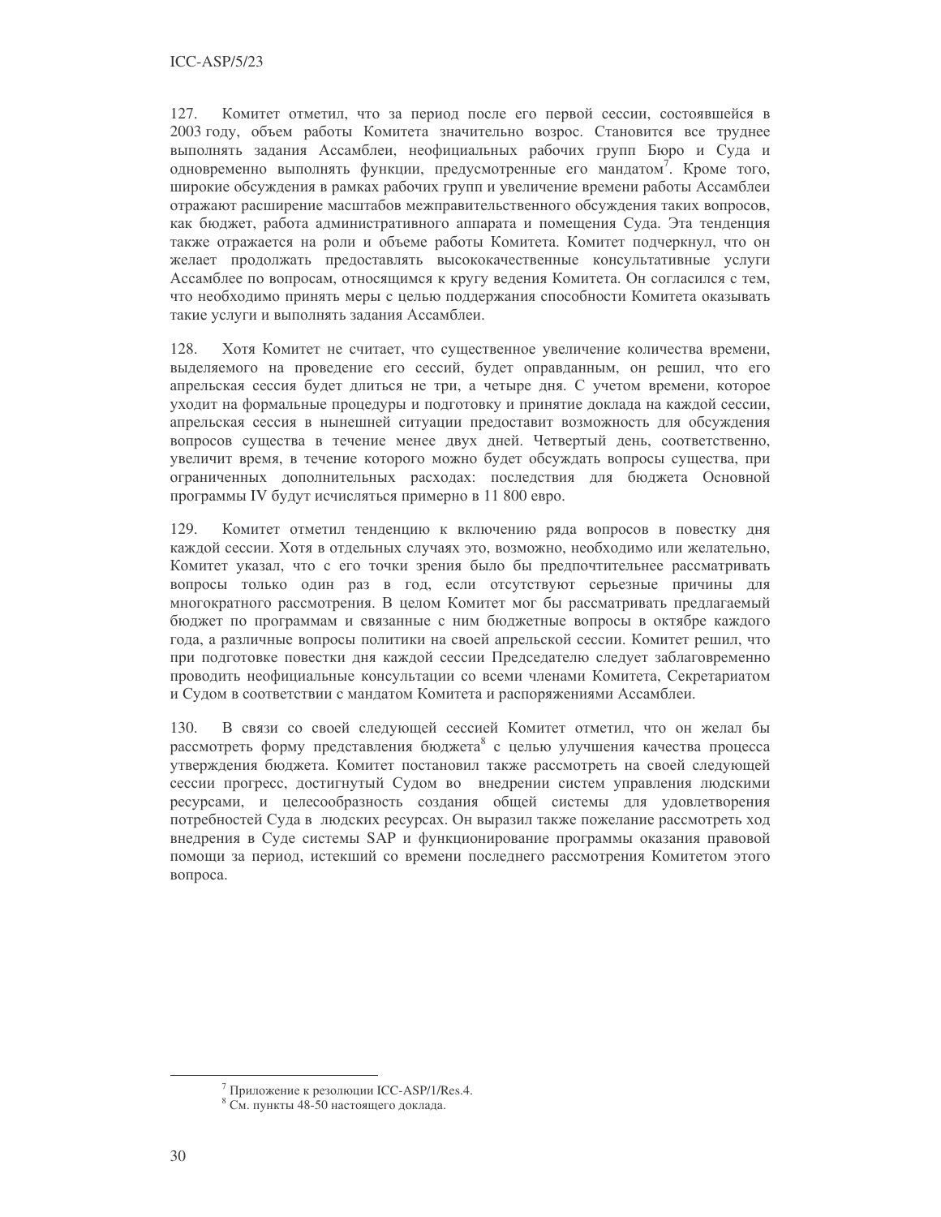127. Комитет отметил, что за период после его первой сессии, состоявшейся в 2003 году, объем работы Комитета значительно возрос. Становится все труднее выполнять задания Ассамблеи, неофициальных рабочих групп Бюро и Суда и одновременно выполнять функции, предусмотренные его мандатом[7]. Кроме того, широкие обсуждения в рамках рабочих групп и увеличение времени работы Ассамблеи отражают расширение масштабов межправительственного обсуждения таких вопросов, как бюджет, работа административного аппарата и помещения Суда. Эта тенденция также отражается на роли и объеме работы Комитета. Комитет подчеркнул, что он желает продолжать предоставлять высококачественные консультативные услуги Ассамблее по вопросам, относящимся к кругу ведения Комитета. Он согласился с тем, что необходимо принять меры с целью поддержания способности Комитета оказывать такие услуги и выполнять задания Ассамблеи.

128. Хотя Комитет не считает, что существенное увеличение количества времени, выделяемого на проведение его сессий, будет оправданным, он решил, что его апрельская сессия будет длиться не три, а четыре дня. С учетом времени, которое уходит на формальные процедуры и подготовку и принятие доклада на каждой сессии, апрельская сессия в нынешней ситуации предоставит возможность для обсуждения вопросов существа в течение менее двух дней. Четвертый день, соответственно, увеличит время, в течение которого можно будет обсуждать вопросы существа, при ограниченных дополнительных расходах: последствия для бюджета Основной программы IV будут исчисляться примерно в 11 800 евро.

129. Комитет отметил тенденцию к включению ряда вопросов в повестку дня каждой сессии. Хотя в отдельных случаях это, возможно, необходимо или желательно, Комитет указал, что с его точки зрения было бы предпочтительнее рассматривать вопросы только один раз в год, если отсутствуют серьезные причины для многократного рассмотрения. В целом Комитет мог бы рассматривать предлагаемый бюджет по программам и связанные с ним бюджетные вопросы в октябре каждого года, а различные вопросы политики на своей апрельской сессии. Комитет решил, что при подготовке повестки дня каждой сессии Председателю следует заблаговременно проводить неофициальные консультации со всеми членами Комитета, Секретариатом и Судом в соответствии с мандатом Комитета и распоряжениями Ассамблеи.

130. В связи со своей следующей сессией Комитет отметил, что он желал бы рассмотреть форму представления бюджета[8] с целью улучшения качества процесса утверждения бюджета. Комитет постановил также рассмотреть на своей следующей сессии прогресс, достигнутый Судом во внедрении систем управления людскими ресурсами, и целесообразность создания общей системы для удовлетворения потребностей Суда в людских ресурсах. Он выразил также пожелание рассмотреть ход внедрения в Суде системы SAP и функционирование программы оказания правовой помощи за период, истекший со времени последнего рассмотрения Комитетом этого вопроса.

---

[7] Приложение к резолюции ICC-ASP/1/Res.4.

[8] См. пункты 48-50 настоящего доклада.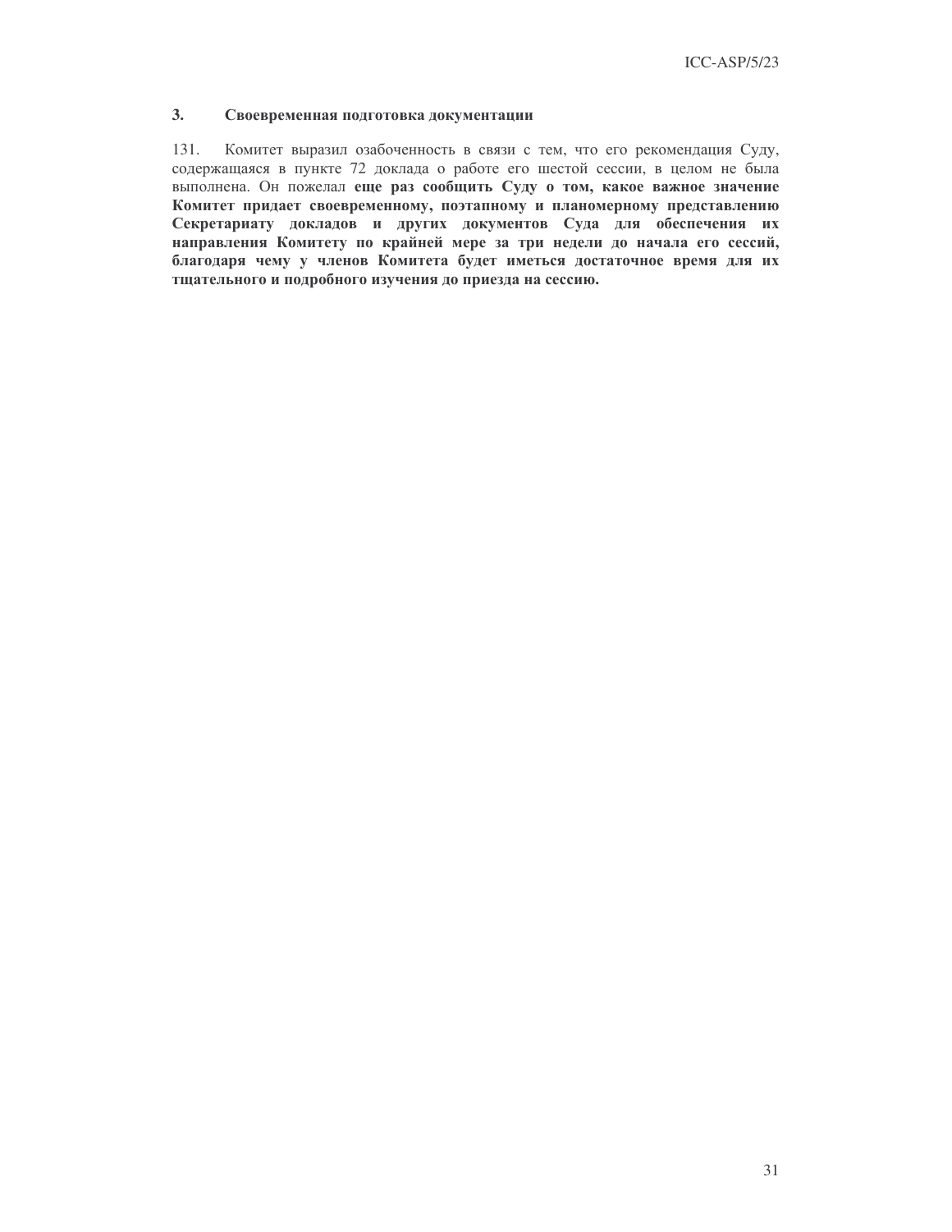### 3. Своевременная подготовка документации

131. Комитет выразил озабоченность в связи с тем, что его рекомендация Суду, содержащаяся в пункте 72 доклада о работе его шестой сессии, в целом не была выполнена. Он пожелал **еще раз сообщить Суду о том, какое важное значение Комитет придает своевременному, поэтапному и планомерному представлению Секретариату докладов и других документов Суда для обеспечения их направления Комитету по крайней мере за три недели до начала его сессий, благодаря чему у членов Комитета будет иметься достаточное время для их тщательного и подробного изучения до приезда на сессию.**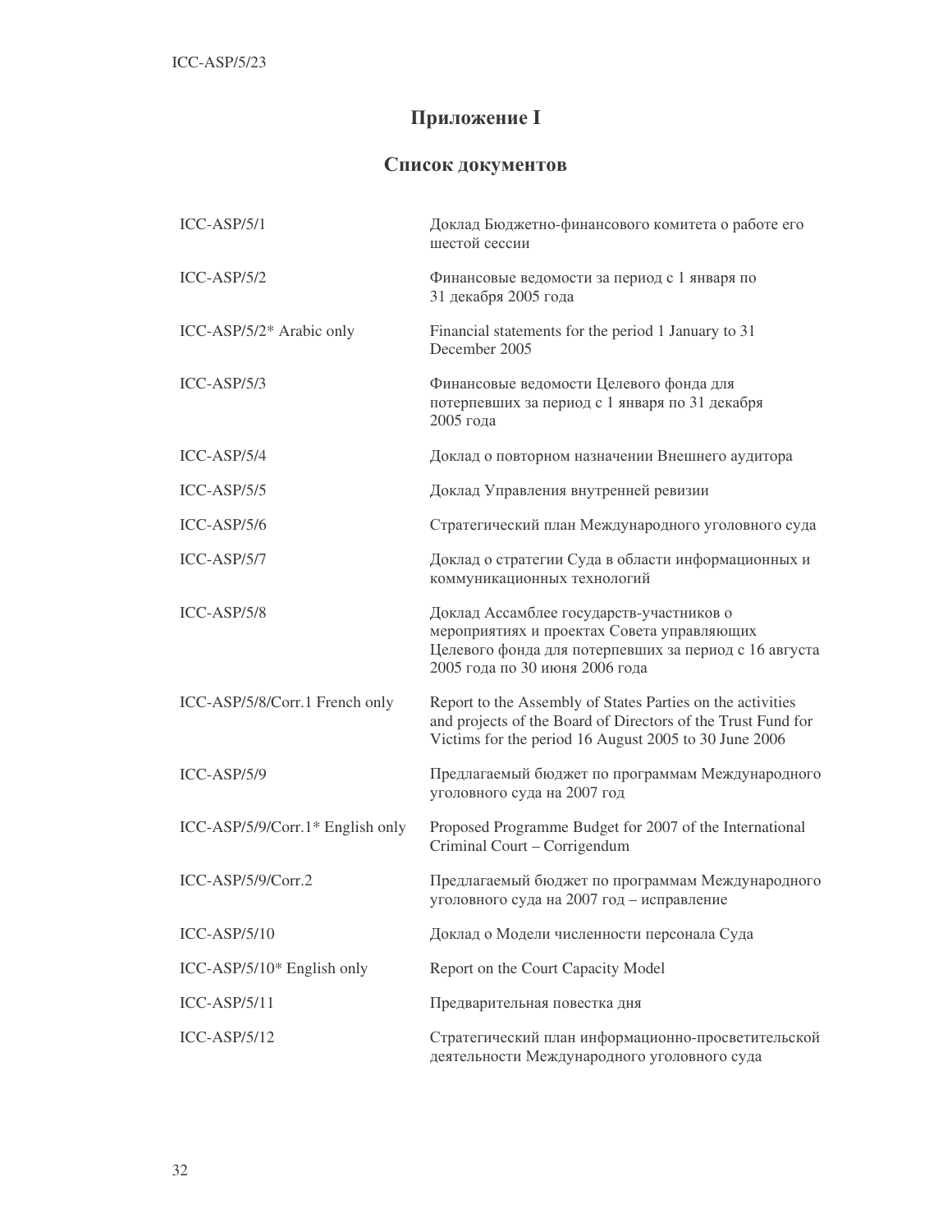# Приложение I

## Список документов

| | |
|---|---|
| ICC-ASP/5/1 | Доклад Бюджетно-финансового комитета о работе его шестой сессии |
| ICC-ASP/5/2 | Финансовые ведомости за период с 1 января по 31 декабря 2005 года |
| ICC-ASP/5/2* Arabic only | Financial statements for the period 1 January to 31 December 2005 |
| ICC-ASP/5/3 | Финансовые ведомости Целевого фонда для потерпевших за период с 1 января по 31 декабря 2005 года |
| ICC-ASP/5/4 | Доклад о повторном назначении Внешнего аудитора |
| ICC-ASP/5/5 | Доклад Управления внутренней ревизии |
| ICC-ASP/5/6 | Стратегический план Международного уголовного суда |
| ICC-ASP/5/7 | Доклад о стратегии Суда в области информационных и коммуникационных технологий |
| ICC-ASP/5/8 | Доклад Ассамблее государств-участников о мероприятиях и проектах Совета управляющих Целевого фонда для потерпевших за период с 16 августа 2005 года по 30 июня 2006 года |
| ICC-ASP/5/8/Corr.1 French only | Report to the Assembly of States Parties on the activities and projects of the Board of Directors of the Trust Fund for Victims for the period 16 August 2005 to 30 June 2006 |
| ICC-ASP/5/9 | Предлагаемый бюджет по программам Международного уголовного суда на 2007 год |
| ICC-ASP/5/9/Corr.1* English only | Proposed Programme Budget for 2007 of the International Criminal Court – Corrigendum |
| ICC-ASP/5/9/Corr.2 | Предлагаемый бюджет по программам Международного уголовного суда на 2007 год – исправление |
| ICC-ASP/5/10 | Доклад о Модели численности персонала Суда |
| ICC-ASP/5/10* English only | Report on the Court Capacity Model |
| ICC-ASP/5/11 | Предварительная повестка дня |
| ICC-ASP/5/12 | Стратегический план информационно-просветительской деятельности Международного уголовного суда |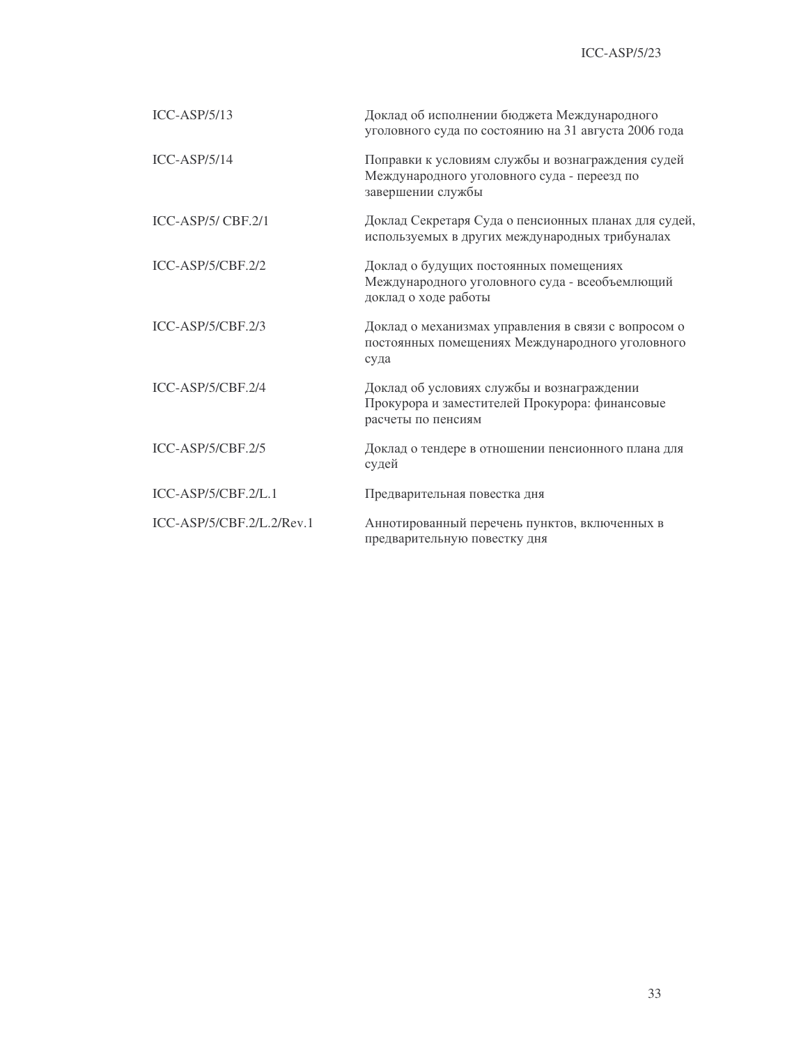| | |
|---|---|
| ICC-ASP/5/13 | Доклад об исполнении бюджета Международного уголовного суда по состоянию на 31 августа 2006 года |
| ICC-ASP/5/14 | Поправки к условиям службы и вознаграждения судей Международного уголовного суда - переезд по завершении службы |
| ICC-ASP/5/ CBF.2/1 | Доклад Секретаря Суда о пенсионных планах для судей, используемых в других международных трибуналах |
| ICC-ASP/5/CBF.2/2 | Доклад о будущих постоянных помещениях Международного уголовного суда - всеобъемлющий доклад о ходе работы |
| ICC-ASP/5/CBF.2/3 | Доклад о механизмах управления в связи с вопросом о постоянных помещениях Международного уголовного суда |
| ICC-ASP/5/CBF.2/4 | Доклад об условиях службы и вознаграждении Прокурора и заместителей Прокурора: финансовые расчеты по пенсиям |
| ICC-ASP/5/CBF.2/5 | Доклад о тендере в отношении пенсионного плана для судей |
| ICC-ASP/5/CBF.2/L.1 | Предварительная повестка дня |
| ICC-ASP/5/CBF.2/L.2/Rev.1 | Аннотированный перечень пунктов, включенных в предварительную повестку дня |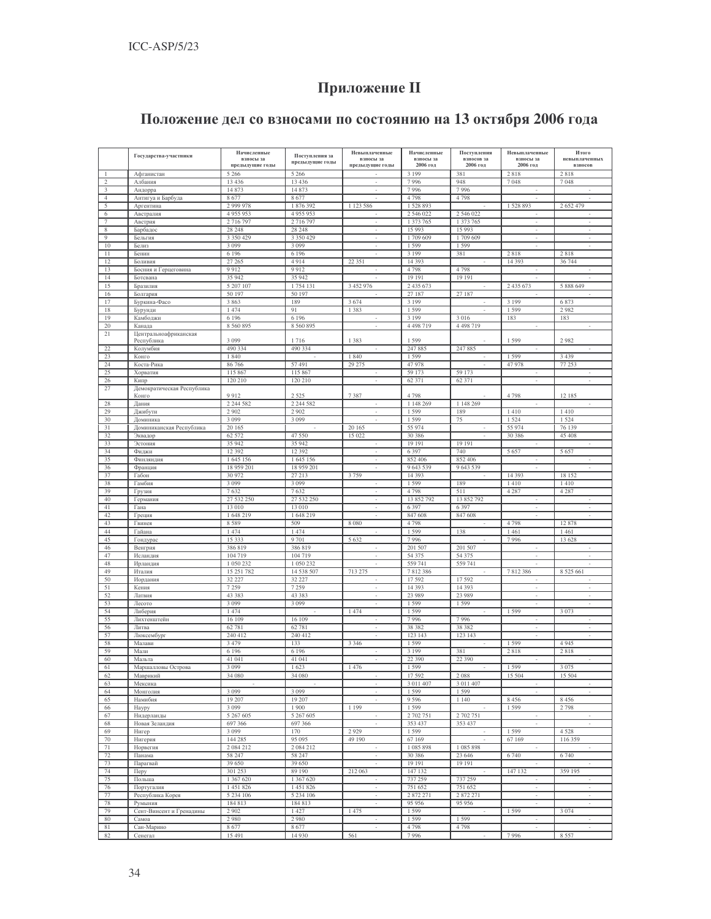# Приложение II

## Положение дел со взносами по состоянию на 13 октября 2006 года

| | Государства-участники | Начисленные взносы за предыдущие годы | Поступления за предыдущие годы | Невыплаченные взносы за предыдущие годы | Начисленные взносы за 2006 год | Поступления взносов за 2006 год | Невыплаченные взносы за 2006 год | Итого невыплаченных взносов |
|---|---|---|---|---|---|---|---|---|
| 1 | Афганистан | 5 266 | 5 266 | - | 3 199 | 381 | 2 818 | 2 818 |
| 2 | Албания | 13 436 | 13 436 | - | 7 996 | 948 | 7 048 | 7 048 |
| 3 | Андорра | 14 873 | 14 873 | - | 7 996 | 7 996 | - | - |
| 4 | Антигуа и Барбуда | 8 677 | 8 677 | - | 4 798 | 4 798 | - | - |
| 5 | Аргентина | 2 999 978 | 1 876 392 | 1 123 586 | 1 528 893 | - | 1 528 893 | 2 652 479 |
| 6 | Австралия | 4 955 953 | 4 955 953 | - | 2 546 022 | 2 546 022 | - | - |
| 7 | Австрия | 2 716 797 | 2 716 797 | - | 1 373 765 | 1 373 765 | - | - |
| 8 | Барбадос | 28 248 | 28 248 | - | 15 993 | 15 993 | - | - |
| 9 | Бельгия | 3 350 429 | 3 350 429 | - | 1 709 609 | 1 709 609 | - | - |
| 10 | Белиз | 3 099 | 3 099 | - | 1 599 | 1 599 | - | - |
| 11 | Бенин | 6 196 | 6 196 | - | 3 199 | 381 | 2 818 | 2 818 |
| 12 | Боливия | 27 265 | 4 914 | 22 351 | 14 393 | - | 14 393 | 36 744 |
| 13 | Босния и Герцеговина | 9 912 | 9 912 | - | 4 798 | 4 798 | - | - |
| 14 | Ботсвана | 35 942 | 35 942 | - | 19 191 | 19 191 | - | - |
| 15 | Бразилия | 5 207 107 | 1 754 131 | 3 452 976 | 2 435 673 | - | 2 435 673 | 5 888 649 |
| 16 | Болгария | 50 197 | 50 197 | - | 27 187 | 27 187 | - | - |
| 17 | Буркина-Фасо | 3 863 | 189 | 3 674 | 3 199 | - | 3 199 | 6 873 |
| 18 | Бурунди | 1 474 | 91 | 1 383 | 1 599 | - | 1 599 | 2 982 |
| 19 | Камбоджи | 6 196 | 6 196 | - | 3 199 | 3 016 | 183 | 183 |
| 20 | Канада | 8 560 895 | 8 560 895 | - | 4 498 719 | 4 498 719 | - | - |
| 21 | Центральноафриканская Республика | 3 099 | 1 716 | 1 383 | 1 599 | - | 1 599 | 2 982 |
| 22 | Колумбия | 490 334 | 490 334 | - | 247 885 | 247 885 | - | - |
| 23 | Конго | 1 840 | - | 1 840 | 1 599 | - | 1 599 | 3 439 |
| 24 | Коста-Рика | 86 766 | 57 491 | 29 275 | 47 978 | - | 47 978 | 77 253 |
| 25 | Хорватия | 115 867 | 115 867 | - | 59 173 | 59 173 | - | - |
| 26 | Кипр | 120 210 | 120 210 | - | 62 371 | 62 371 | - | - |
| 27 | Демократическая Республика Конго | 9 912 | 2 525 | 7 387 | 4 798 | - | 4 798 | 12 185 |
| 28 | Дания | 2 244 582 | 2 244 582 | - | 1 148 269 | 1 148 269 | - | - |
| 29 | Джибути | 2 902 | 2 902 | - | 1 599 | 189 | 1 410 | 1 410 |
| 30 | Доминика | 3 099 | 3 099 | - | 1 599 | 75 | 1 524 | 1 524 |
| 31 | Доминиканская Республика | 20 165 | - | 20 165 | 55 974 | - | 55 974 | 76 139 |
| 32 | Эквадор | 62 572 | 47 550 | 15 022 | 30 386 | - | 30 386 | 45 408 |
| 33 | Эстония | 35 942 | 35 942 | - | 19 191 | 19 191 | - | - |
| 34 | Фиджи | 12 392 | 12 392 | - | 6 397 | 740 | 5 657 | 5 657 |
| 35 | Финляндия | 1 645 156 | 1 645 156 | - | 852 406 | 852 406 | - | - |
| 36 | Франция | 18 959 201 | 18 959 201 | - | 9 643 539 | 9 643 539 | - | - |
| 37 | Габон | 30 972 | 27 213 | 3 759 | 14 393 | - | 14 393 | 18 152 |
| 38 | Гамбия | 3 099 | 3 099 | - | 1 599 | 189 | 1 410 | 1 410 |
| 39 | Грузия | 7 632 | 7 632 | - | 4 798 | 511 | 4 287 | 4 287 |
| 40 | Германия | 27 532 250 | 27 532 250 | - | 13 852 792 | 13 852 792 | - | - |
| 41 | Гана | 13 010 | 13 010 | - | 6 397 | 6 397 | - | - |
| 42 | Греция | 1 648 219 | 1 648 219 | - | 847 608 | 847 608 | - | - |
| 43 | Гвинея | 8 589 | 509 | 8 080 | 4 798 | - | 4 798 | 12 878 |
| 44 | Гайана | 1 474 | 1 474 | - | 1 599 | 138 | 1 461 | 1 461 |
| 45 | Гондурас | 15 333 | 9 701 | 5 632 | 7 996 | - | 7 996 | 13 628 |
| 46 | Венгрия | 386 819 | 386 819 | - | 201 507 | 201 507 | - | - |
| 47 | Исландия | 104 719 | 104 719 | - | 54 375 | 54 375 | - | - |
| 48 | Ирландия | 1 050 232 | 1 050 232 | - | 559 741 | 559 741 | - | - |
| 49 | Италия | 15 251 782 | 14 538 507 | 713 275 | 7 812 386 | - | 7 812 386 | 8 525 661 |
| 50 | Иордания | 32 227 | 32 227 | - | 17 592 | 17 592 | - | - |
| 51 | Кения | 7 259 | 7 259 | - | 14 393 | 14 393 | - | - |
| 52 | Латвия | 43 383 | 43 383 | - | 23 989 | 23 989 | - | - |
| 53 | Лесото | 3 099 | 3 099 | - | 1 599 | 1 599 | - | - |
| 54 | Либерия | 1 474 | - | 1 474 | 1 599 | - | 1 599 | 3 073 |
| 55 | Лихтенштейн | 16 109 | 16 109 | - | 7 996 | 7 996 | - | - |
| 56 | Литва | 62 781 | 62 781 | - | 38 382 | 38 382 | - | - |
| 57 | Люксембург | 240 412 | 240 412 | - | 123 143 | 123 143 | - | - |
| 58 | Малави | 3 479 | 133 | 3 346 | 1 599 | - | 1 599 | 4 945 |
| 59 | Мали | 6 196 | 6 196 | - | 3 199 | 381 | 2 818 | 2 818 |
| 60 | Мальта | 41 041 | 41 041 | - | 22 390 | 22 390 | - | - |
| 61 | Маршалловы Острова | 3 099 | 1 623 | 1 476 | 1 599 | - | 1 599 | 3 075 |
| 62 | Маврикий | 34 080 | 34 080 | - | 17 592 | 2 088 | 15 504 | 15 504 |
| 63 | Мексика | - | - | - | 3 011 407 | 3 011 407 | - | - |
| 64 | Монголия | 3 099 | 3 099 | - | 1 599 | 1 599 | - | - |
| 65 | Намибия | 19 207 | 19 207 | - | 9 596 | 1 140 | 8 456 | 8 456 |
| 66 | Науру | 3 099 | 1 900 | 1 199 | 1 599 | - | 1 599 | 2 798 |
| 67 | Нидерланды | 5 267 605 | 5 267 605 | - | 2 702 751 | 2 702 751 | - | - |
| 68 | Новая Зеландия | 697 366 | 697 366 | - | 353 437 | 353 437 | - | - |
| 69 | Нигер | 3 099 | 170 | 2 929 | 1 599 | - | 1 599 | 4 528 |
| 70 | Нигерия | 144 285 | 95 095 | 49 190 | 67 169 | - | 67 169 | 116 359 |
| 71 | Норвегия | 2 084 212 | 2 084 212 | - | 1 085 898 | 1 085 898 | - | - |
| 72 | Панама | 58 247 | 58 247 | - | 30 386 | 23 646 | 6 740 | 6 740 |
| 73 | Парагвай | 39 650 | 39 650 | - | 19 191 | 19 191 | - | - |
| 74 | Перу | 301 253 | 89 190 | 212 063 | 147 132 | - | 147 132 | 359 195 |
| 75 | Польша | 1 367 620 | 1 367 620 | - | 737 259 | 737 259 | - | - |
| 76 | Португалия | 1 451 826 | 1 451 826 | - | 751 652 | 751 652 | - | - |
| 77 | Республика Корея | 5 234 106 | 5 234 106 | - | 2 872 271 | 2 872 271 | - | - |
| 78 | Румыния | 184 813 | 184 813 | - | 95 956 | 95 956 | - | - |
| 79 | Сент-Винсент и Гренадины | 2 902 | 1 427 | 1 475 | 1 599 | - | 1 599 | 3 074 |
| 80 | Самоа | 2 980 | 2 980 | - | 1 599 | 1 599 | - | - |
| 81 | Сан-Марино | 8 677 | 8 677 | - | 4 798 | 4 798 | - | - |
| 82 | Сенегал | 15 491 | 14 930 | 561 | 7 996 | - | 7 996 | 8 557 |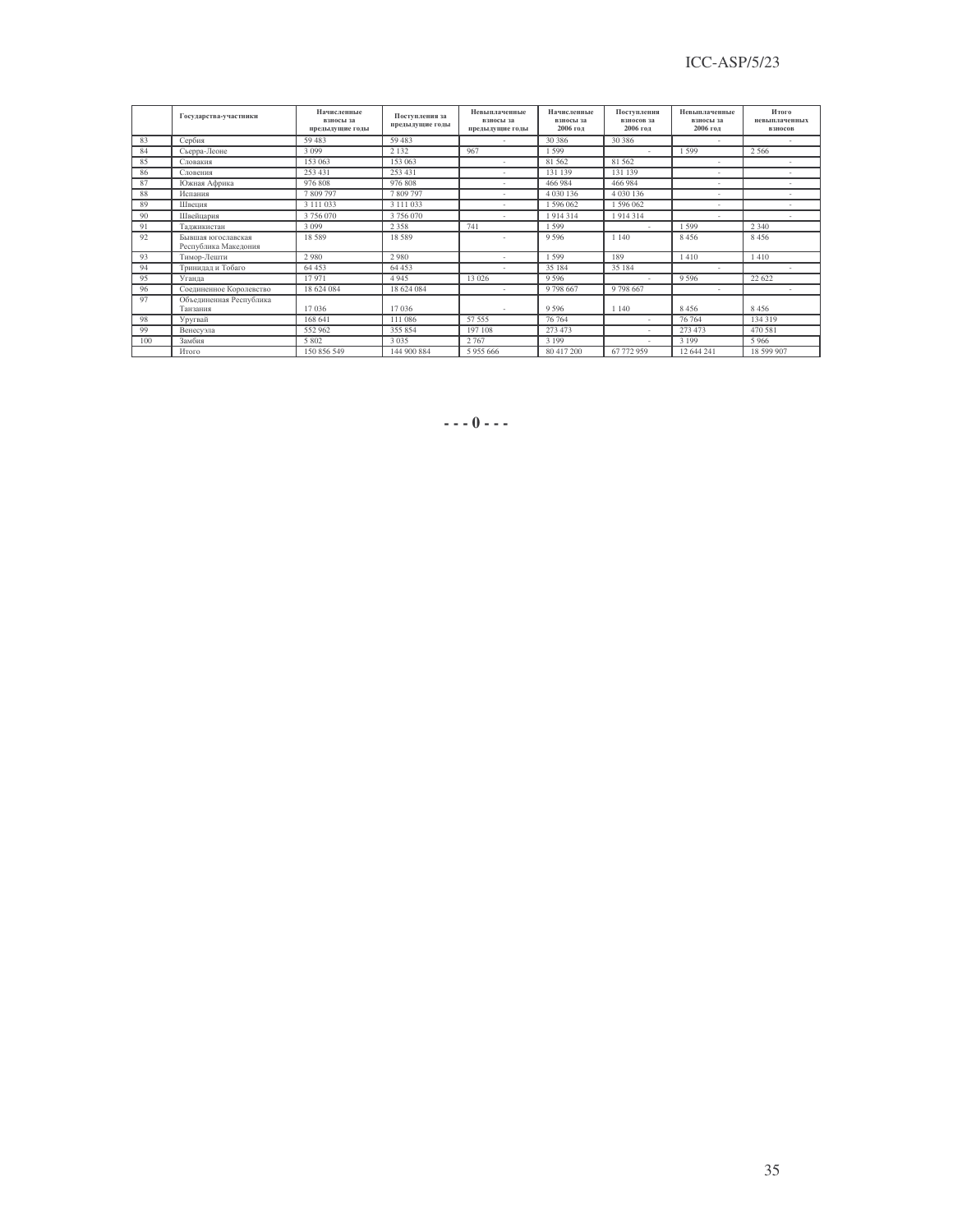| | Государства-участники | Начисленные взносы за предыдущие годы | Поступления за предыдущие годы | Невыплаченные взносы за предыдущие годы | Начисленные взносы за 2006 год | Поступления взносов за 2006 год | Невыплаченные взносы за 2006 год | Итого невыплаченных взносов |
|---|---|---|---|---|---|---|---|---|
| 83 | Сербия | 59 483 | 59 483 | - | 30 386 | 30 386 | - | - |
| 84 | Сьерра-Леоне | 3 099 | 2 132 | 967 | 1 599 | - | 1 599 | 2 566 |
| 85 | Словакия | 153 063 | 153 063 | - | 81 562 | 81 562 | - | - |
| 86 | Словения | 253 431 | 253 431 | - | 131 139 | 131 139 | - | - |
| 87 | Южная Африка | 976 808 | 976 808 | - | 466 984 | 466 984 | - | - |
| 88 | Испания | 7 809 797 | 7 809 797 | - | 4 030 136 | 4 030 136 | - | - |
| 89 | Швеция | 3 111 033 | 3 111 033 | - | 1 596 062 | 1 596 062 | - | - |
| 90 | Швейцария | 3 756 070 | 3 756 070 | - | 1 914 314 | 1 914 314 | - | - |
| 91 | Таджикистан | 3 099 | 2 358 | 741 | 1 599 | - | 1 599 | 2 340 |
| 92 | Бывшая югославская Республика Македония | 18 589 | 18 589 | - | 9 596 | 1 140 | 8 456 | 8 456 |
| 93 | Тимор-Лешти | 2 980 | 2 980 | - | 1 599 | 189 | 1 410 | 1 410 |
| 94 | Тринидад и Тобаго | 64 453 | 64 453 | - | 35 184 | 35 184 | - | - |
| 95 | Уганда | 17 971 | 4 945 | 13 026 | 9 596 | - | 9 596 | 22 622 |
| 96 | Соединенное Королевство | 18 624 084 | 18 624 084 | - | 9 798 667 | 9 798 667 | - | - |
| 97 | Объединенная Республика Танзания | 17 036 | 17 036 | - | 9 596 | 1 140 | 8 456 | 8 456 |
| 98 | Уругвай | 168 641 | 111 086 | 57 555 | 76 764 | - | 76 764 | 134 319 |
| 99 | Венесуэла | 552 962 | 355 854 | 197 108 | 273 473 | - | 273 473 | 470 581 |
| 100 | Замбия | 5 802 | 3 035 | 2 767 | 3 199 | - | 3 199 | 5 966 |
| | Итого | 150 856 549 | 144 900 884 | 5 955 666 | 80 417 200 | 67 772 959 | 12 644 241 | 18 599 907 |

- - - 0 - - -